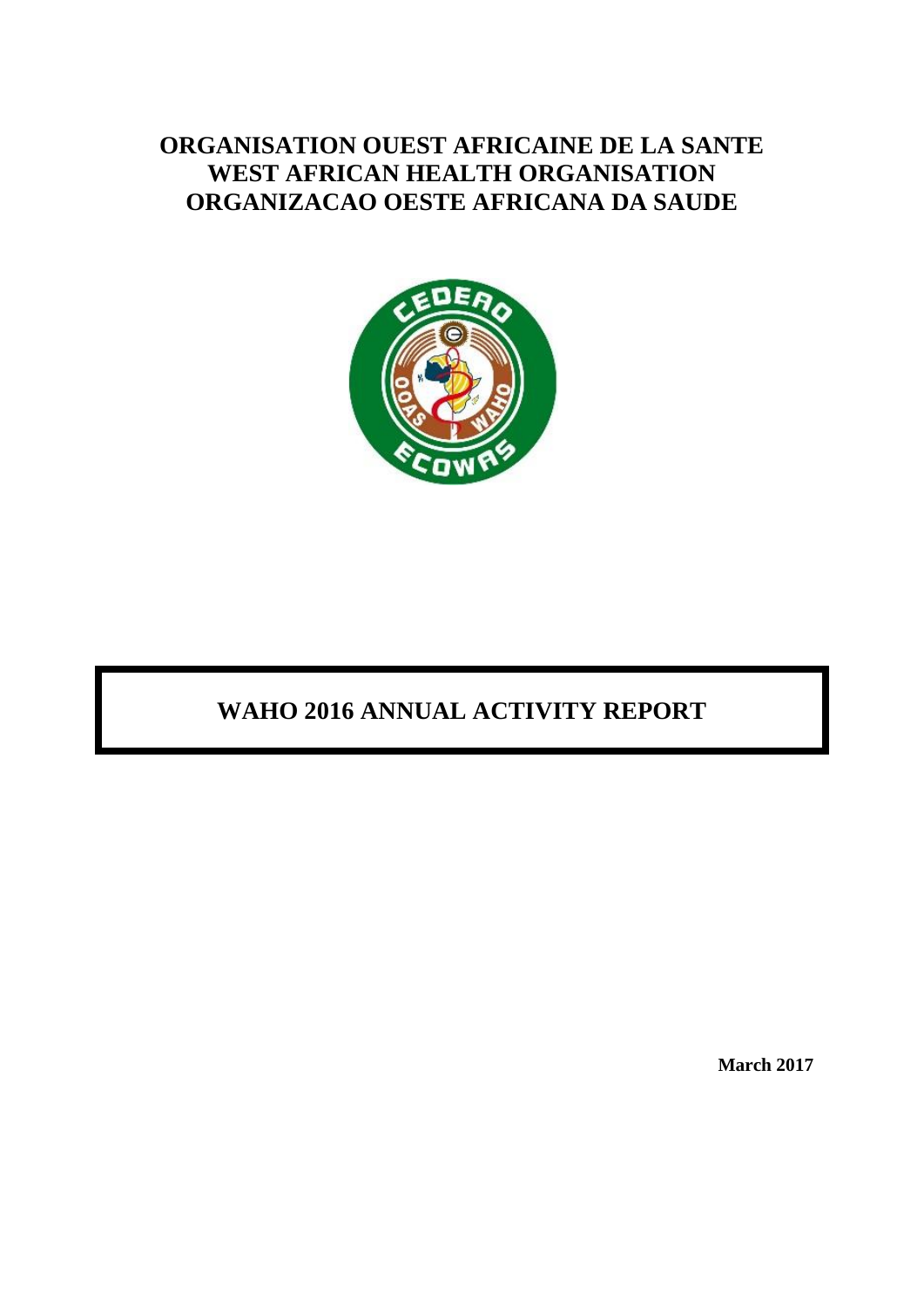**ORGANISATION OUEST AFRICAINE DE LA SANTE**
**WEST AFRICAN HEALTH ORGANISATION**
**ORGANIZACAO OESTE AFRICANA DA SAUDE**

# WAHO 2016 ANNUAL ACTIVITY REPORT

**March 2017**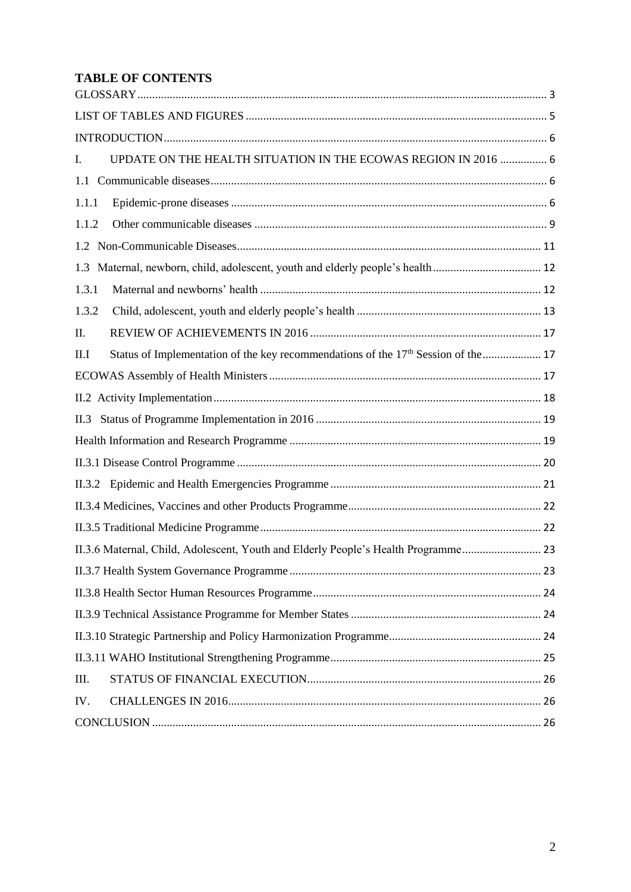## TABLE OF CONTENTS

GLOSSARY ........................................ 3

LIST OF TABLES AND FIGURES ........................................ 5

INTRODUCTION ........................................ 6

I. UPDATE ON THE HEALTH SITUATION IN THE ECOWAS REGION IN 2016 ........................................ 6

1.1 Communicable diseases ........................................ 6

1.1.1 Epidemic-prone diseases ........................................ 6

1.1.2 Other communicable diseases ........................................ 9

1.2 Non-Communicable Diseases ........................................ 11

1.3 Maternal, newborn, child, adolescent, youth and elderly people's health ........................................ 12

1.3.1 Maternal and newborns' health ........................................ 12

1.3.2 Child, adolescent, youth and elderly people's health ........................................ 13

II. REVIEW OF ACHIEVEMENTS IN 2016 ........................................ 17

II.I Status of Implementation of the key recommendations of the 17th Session of the ........................................ 17

ECOWAS Assembly of Health Ministers ........................................ 17

II.2 Activity Implementation ........................................ 18

II.3 Status of Programme Implementation in 2016 ........................................ 19

Health Information and Research Programme ........................................ 19

II.3.1 Disease Control Programme ........................................ 20

II.3.2 Epidemic and Health Emergencies Programme ........................................ 21

II.3.4 Medicines, Vaccines and other Products Programme ........................................ 22

II.3.5 Traditional Medicine Programme ........................................ 22

II.3.6 Maternal, Child, Adolescent, Youth and Elderly People's Health Programme ........................................ 23

II.3.7 Health System Governance Programme ........................................ 23

II.3.8 Health Sector Human Resources Programme ........................................ 24

II.3.9 Technical Assistance Programme for Member States ........................................ 24

II.3.10 Strategic Partnership and Policy Harmonization Programme ........................................ 24

II.3.11 WAHO Institutional Strengthening Programme ........................................ 25

III. STATUS OF FINANCIAL EXECUTION ........................................ 26

IV. CHALLENGES IN 2016 ........................................ 26

CONCLUSION ........................................ 26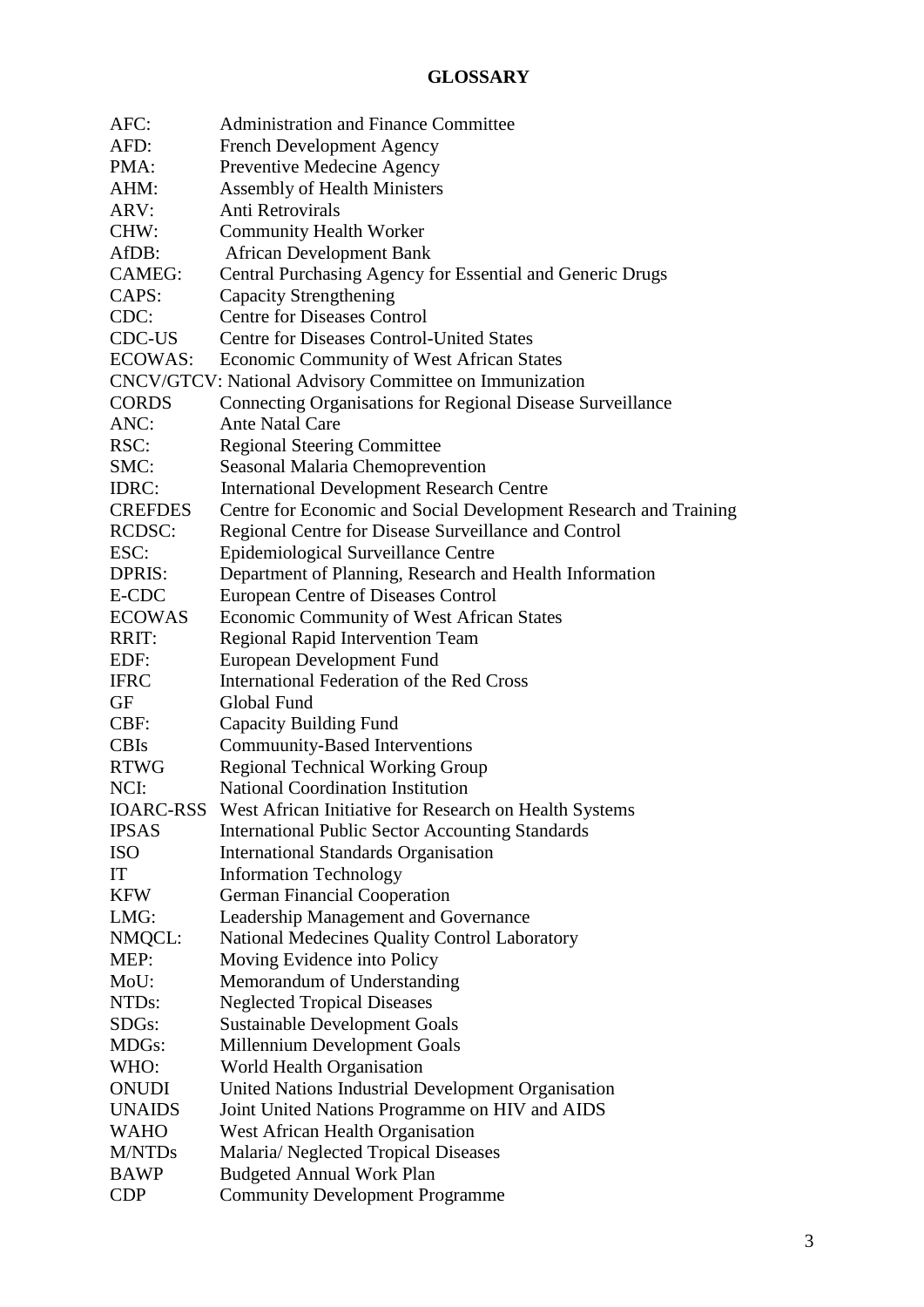**GLOSSARY**

| | |
|---|---|
| AFC: | Administration and Finance Committee |
| AFD: | French Development Agency |
| PMA: | Preventive Medecine Agency |
| AHM: | Assembly of Health Ministers |
| ARV: | Anti Retrovirals |
| CHW: | Community Health Worker |
| AfDB: | African Development Bank |
| CAMEG: | Central Purchasing Agency for Essential and Generic Drugs |
| CAPS: | Capacity Strengthening |
| CDC: | Centre for Diseases Control |
| CDC-US | Centre for Diseases Control-United States |
| ECOWAS: | Economic Community of West African States |
| CNCV/GTCV: | National Advisory Committee on Immunization |
| CORDS | Connecting Organisations for Regional Disease Surveillance |
| ANC: | Ante Natal Care |
| RSC: | Regional Steering Committee |
| SMC: | Seasonal Malaria Chemoprevention |
| IDRC: | International Development Research Centre |
| CREFDES | Centre for Economic and Social Development Research and Training |
| RCDSC: | Regional Centre for Disease Surveillance and Control |
| ESC: | Epidemiological Surveillance Centre |
| DPRIS: | Department of Planning, Research and Health Information |
| E-CDC | European Centre of Diseases Control |
| ECOWAS | Economic Community of West African States |
| RRIT: | Regional Rapid Intervention Team |
| EDF: | European Development Fund |
| IFRC | International Federation of the Red Cross |
| GF | Global Fund |
| CBF: | Capacity Building Fund |
| CBIs | Commuunity-Based Interventions |
| RTWG | Regional Technical Working Group |
| NCI: | National Coordination Institution |
| IOARC-RSS | West African Initiative for Research on Health Systems |
| IPSAS | International Public Sector Accounting Standards |
| ISO | International Standards Organisation |
| IT | Information Technology |
| KFW | German Financial Cooperation |
| LMG: | Leadership Management and Governance |
| NMQCL: | National Medecines Quality Control Laboratory |
| MEP: | Moving Evidence into Policy |
| MoU: | Memorandum of Understanding |
| NTDs: | Neglected Tropical Diseases |
| SDGs: | Sustainable Development Goals |
| MDGs: | Millennium Development Goals |
| WHO: | World Health Organisation |
| ONUDI | United Nations Industrial Development Organisation |
| UNAIDS | Joint United Nations Programme on HIV and AIDS |
| WAHO | West African Health Organisation |
| M/NTDs | Malaria/ Neglected Tropical Diseases |
| BAWP | Budgeted Annual Work Plan |
| CDP | Community Development Programme |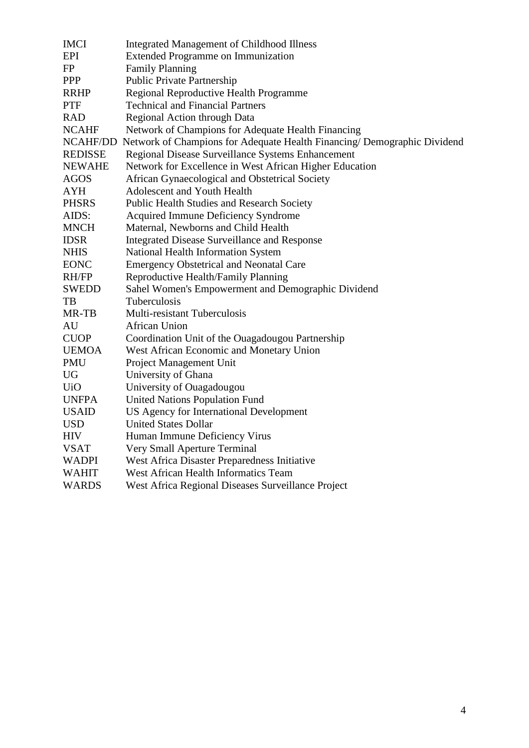| | |
|---|---|
| IMCI | Integrated Management of Childhood Illness |
| EPI | Extended Programme on Immunization |
| FP | Family Planning |
| PPP | Public Private Partnership |
| RRHP | Regional Reproductive Health Programme |
| PTF | Technical and Financial Partners |
| RAD | Regional Action through Data |
| NCAHF | Network of Champions for Adequate Health Financing |
| NCAHF/DD | Network of Champions for Adequate Health Financing/ Demographic Dividend |
| REDISSE | Regional Disease Surveillance Systems Enhancement |
| NEWAHE | Network for Excellence in West African Higher Education |
| AGOS | African Gynaecological and Obstetrical Society |
| AYH | Adolescent and Youth Health |
| PHSRS | Public Health Studies and Research Society |
| AIDS: | Acquired Immune Deficiency Syndrome |
| MNCH | Maternal, Newborns and Child Health |
| IDSR | Integrated Disease Surveillance and Response |
| NHIS | National Health Information System |
| EONC | Emergency Obstetrical and Neonatal Care |
| RH/FP | Reproductive Health/Family Planning |
| SWEDD | Sahel Women's Empowerment and Demographic Dividend |
| TB | Tuberculosis |
| MR-TB | Multi-resistant Tuberculosis |
| AU | African Union |
| CUOP | Coordination Unit of the Ouagadougou Partnership |
| UEMOA | West African Economic and Monetary Union |
| PMU | Project Management Unit |
| UG | University of Ghana |
| UiO | University of Ouagadougou |
| UNFPA | United Nations Population Fund |
| USAID | US Agency for International Development |
| USD | United States Dollar |
| HIV | Human Immune Deficiency Virus |
| VSAT | Very Small Aperture Terminal |
| WADPI | West Africa Disaster Preparedness Initiative |
| WAHIT | West African Health Informatics Team |
| WARDS | West Africa Regional Diseases Surveillance Project |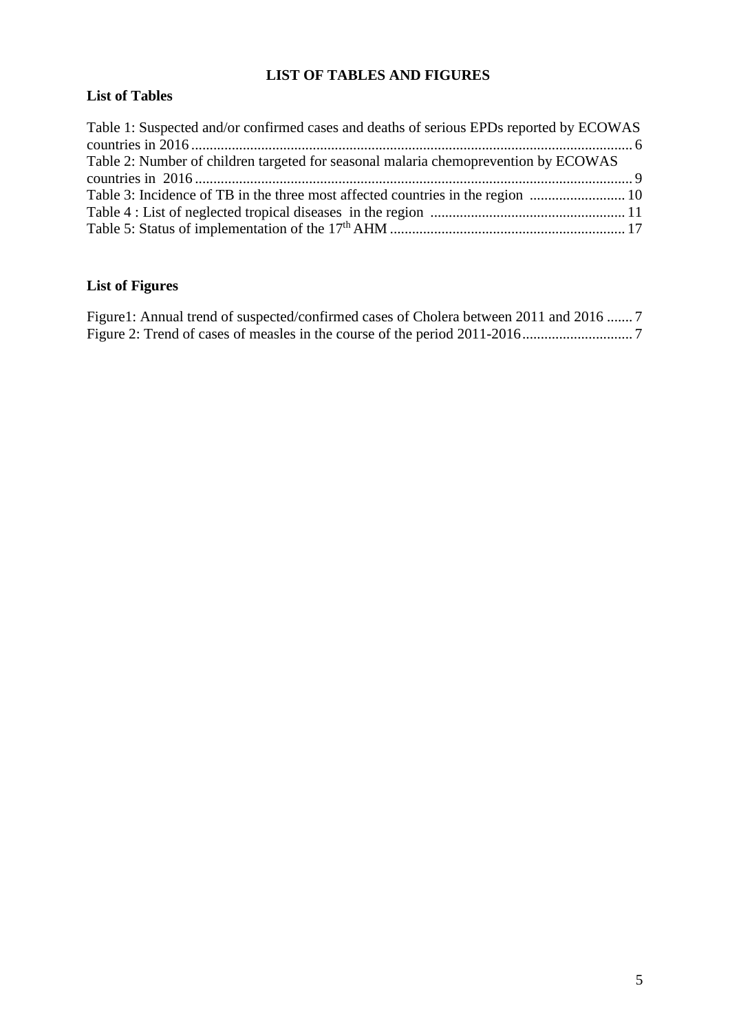# LIST OF TABLES AND FIGURES

## List of Tables

Table 1: Suspected and/or confirmed cases and deaths of serious EPDs reported by ECOWAS countries in 2016 ........................................................................................................................ 6
Table 2: Number of children targeted for seasonal malaria chemoprevention by ECOWAS countries in 2016 ........................................................................................................................ 9
Table 3: Incidence of TB in the three most affected countries in the region .......................... 10
Table 4 : List of neglected tropical diseases in the region ..................................................... 11
Table 5: Status of implementation of the 17th AHM ................................................................ 17

## List of Figures

Figure1: Annual trend of suspected/confirmed cases of Cholera between 2011 and 2016 ....... 7
Figure 2: Trend of cases of measles in the course of the period 2011-2016.............................. 7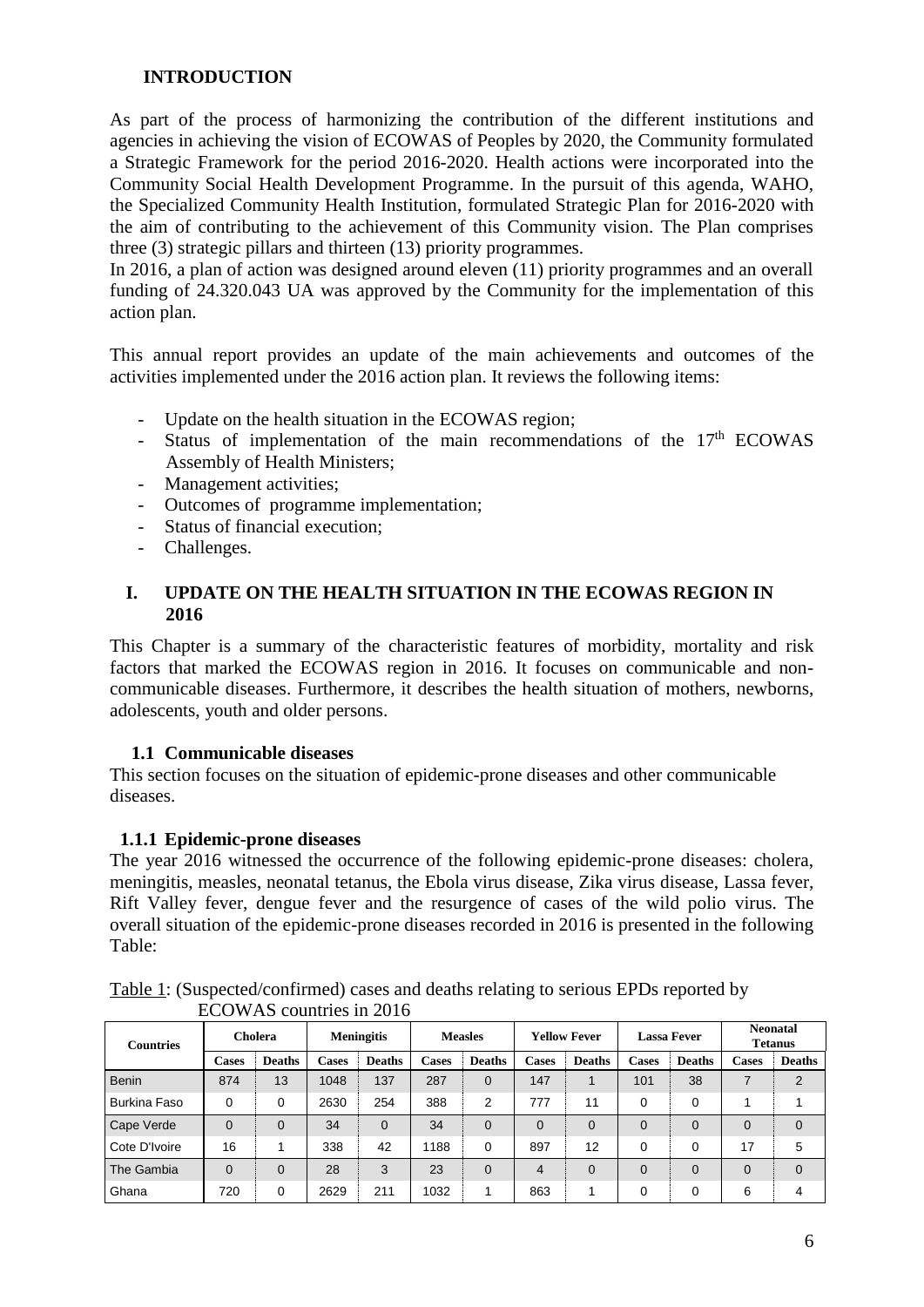## INTRODUCTION

As part of the process of harmonizing the contribution of the different institutions and agencies in achieving the vision of ECOWAS of Peoples by 2020, the Community formulated a Strategic Framework for the period 2016-2020. Health actions were incorporated into the Community Social Health Development Programme. In the pursuit of this agenda, WAHO, the Specialized Community Health Institution, formulated Strategic Plan for 2016-2020 with the aim of contributing to the achievement of this Community vision. The Plan comprises three (3) strategic pillars and thirteen (13) priority programmes.

In 2016, a plan of action was designed around eleven (11) priority programmes and an overall funding of 24.320.043 UA was approved by the Community for the implementation of this action plan.

This annual report provides an update of the main achievements and outcomes of the activities implemented under the 2016 action plan. It reviews the following items:

- Update on the health situation in the ECOWAS region;
- Status of implementation of the main recommendations of the 17th ECOWAS Assembly of Health Ministers;
- Management activities;
- Outcomes of programme implementation;
- Status of financial execution;
- Challenges.

## I. UPDATE ON THE HEALTH SITUATION IN THE ECOWAS REGION IN 2016

This Chapter is a summary of the characteristic features of morbidity, mortality and risk factors that marked the ECOWAS region in 2016. It focuses on communicable and non-communicable diseases. Furthermore, it describes the health situation of mothers, newborns, adolescents, youth and older persons.

### 1.1 Communicable diseases

This section focuses on the situation of epidemic-prone diseases and other communicable diseases.

#### 1.1.1 Epidemic-prone diseases

The year 2016 witnessed the occurrence of the following epidemic-prone diseases: cholera, meningitis, measles, neonatal tetanus, the Ebola virus disease, Zika virus disease, Lassa fever, Rift Valley fever, dengue fever and the resurgence of cases of the wild polio virus. The overall situation of the epidemic-prone diseases recorded in 2016 is presented in the following Table:

Table 1: (Suspected/confirmed) cases and deaths relating to serious EPDs reported by ECOWAS countries in 2016

| Countries | Cholera | | Meningitis | | Measles | | Yellow Fever | | Lassa Fever | | Neonatal Tetanus | |
|---|---|---|---|---|---|---|---|---|---|---|---|---|
| | Cases | Deaths | Cases | Deaths | Cases | Deaths | Cases | Deaths | Cases | Deaths | Cases | Deaths |
| Benin | 874 | 13 | 1048 | 137 | 287 | 0 | 147 | 1 | 101 | 38 | 7 | 2 |
| Burkina Faso | 0 | 0 | 2630 | 254 | 388 | 2 | 777 | 11 | 0 | 0 | 1 | 1 |
| Cape Verde | 0 | 0 | 34 | 0 | 34 | 0 | 0 | 0 | 0 | 0 | 0 | 0 |
| Cote D'Ivoire | 16 | 1 | 338 | 42 | 1188 | 0 | 897 | 12 | 0 | 0 | 17 | 5 |
| The Gambia | 0 | 0 | 28 | 3 | 23 | 0 | 4 | 0 | 0 | 0 | 0 | 0 |
| Ghana | 720 | 0 | 2629 | 211 | 1032 | 1 | 863 | 1 | 0 | 0 | 6 | 4 |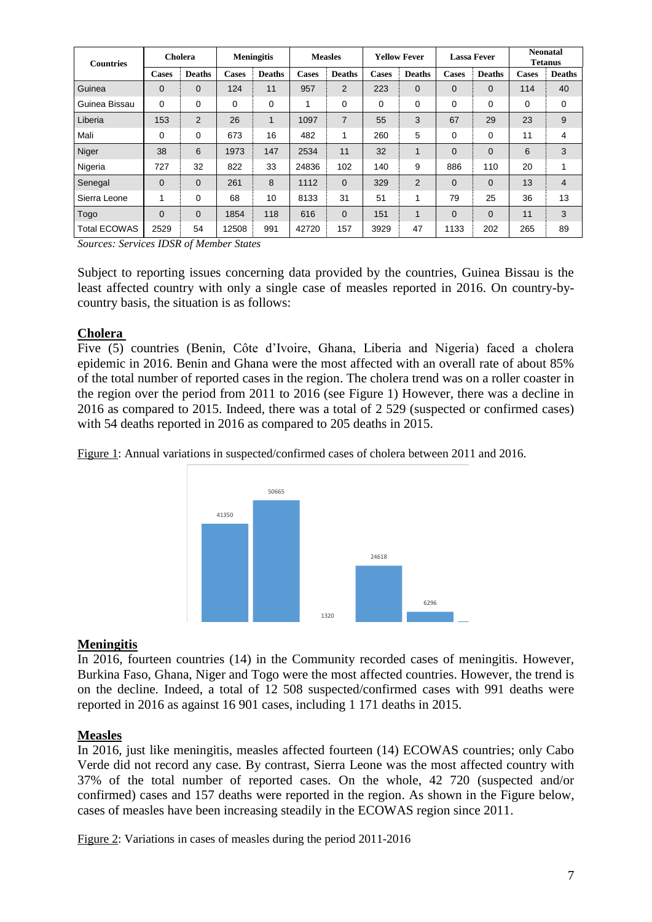| Countries | Cholera | | Meningitis | | Measles | | Yellow Fever | | Lassa Fever | | Neonatal Tetanus | |
|---|---|---|---|---|---|---|---|---|---|---|---|---|
| | Cases | Deaths | Cases | Deaths | Cases | Deaths | Cases | Deaths | Cases | Deaths | Cases | Deaths |
| Guinea | 0 | 0 | 124 | 11 | 957 | 2 | 223 | 0 | 0 | 0 | 114 | 40 |
| Guinea Bissau | 0 | 0 | 0 | 0 | 1 | 0 | 0 | 0 | 0 | 0 | 0 | 0 |
| Liberia | 153 | 2 | 26 | 1 | 1097 | 7 | 55 | 3 | 67 | 29 | 23 | 9 |
| Mali | 0 | 0 | 673 | 16 | 482 | 1 | 260 | 5 | 0 | 0 | 11 | 4 |
| Niger | 38 | 6 | 1973 | 147 | 2534 | 11 | 32 | 1 | 0 | 0 | 6 | 3 |
| Nigeria | 727 | 32 | 822 | 33 | 24836 | 102 | 140 | 9 | 886 | 110 | 20 | 1 |
| Senegal | 0 | 0 | 261 | 8 | 1112 | 0 | 329 | 2 | 0 | 0 | 13 | 4 |
| Sierra Leone | 1 | 0 | 68 | 10 | 8133 | 31 | 51 | 1 | 79 | 25 | 36 | 13 |
| Togo | 0 | 0 | 1854 | 118 | 616 | 0 | 151 | 1 | 0 | 0 | 11 | 3 |
| Total ECOWAS | 2529 | 54 | 12508 | 991 | 42720 | 157 | 3929 | 47 | 1133 | 202 | 265 | 89 |

*Sources: Services IDSR of Member States*

Subject to reporting issues concerning data provided by the countries, Guinea Bissau is the least affected country with only a single case of measles reported in 2016. On country-by-country basis, the situation is as follows:

## Cholera

Five (5) countries (Benin, Côte d'Ivoire, Ghana, Liberia and Nigeria) faced a cholera epidemic in 2016. Benin and Ghana were the most affected with an overall rate of about 85% of the total number of reported cases in the region. The cholera trend was on a roller coaster in the region over the period from 2011 to 2016 (see Figure 1) However, there was a decline in 2016 as compared to 2015. Indeed, there was a total of 2 529 (suspected or confirmed cases) with 54 deaths reported in 2016 as compared to 205 deaths in 2015.

Figure 1: Annual variations in suspected/confirmed cases of cholera between 2011 and 2016.

41350
50665
1320
24618
6296

## Meningitis

In 2016, fourteen countries (14) in the Community recorded cases of meningitis. However, Burkina Faso, Ghana, Niger and Togo were the most affected countries. However, the trend is on the decline. Indeed, a total of 12 508 suspected/confirmed cases with 991 deaths were reported in 2016 as against 16 901 cases, including 1 171 deaths in 2015.

## Measles

In 2016, just like meningitis, measles affected fourteen (14) ECOWAS countries; only Cabo Verde did not record any case. By contrast, Sierra Leone was the most affected country with 37% of the total number of reported cases. On the whole, 42 720 (suspected and/or confirmed) cases and 157 deaths were reported in the region. As shown in the Figure below, cases of measles have been increasing steadily in the ECOWAS region since 2011.

Figure 2: Variations in cases of measles during the period 2011-2016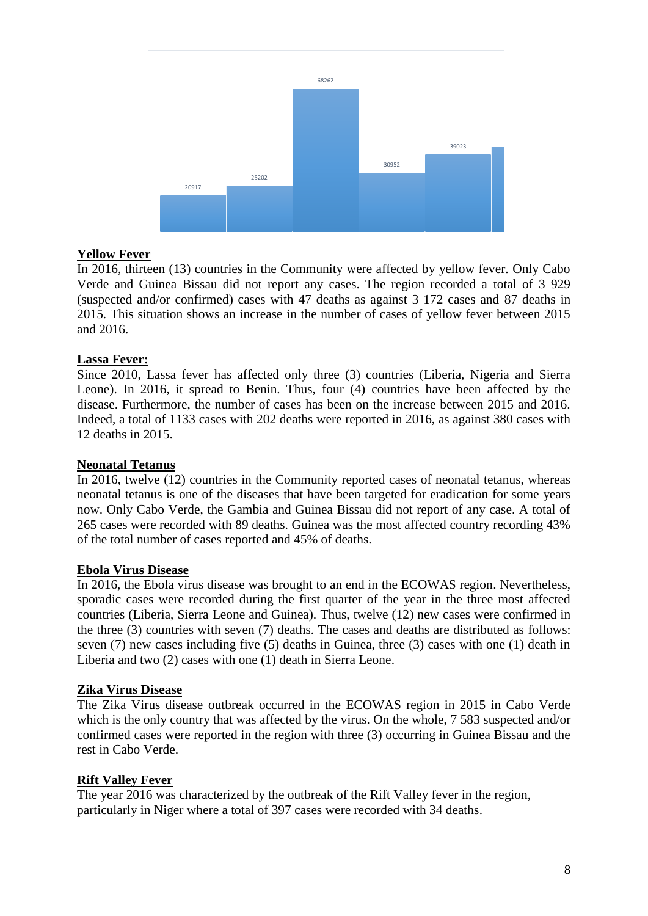68262

39023

30952

25202

20917

**Yellow Fever**

In 2016, thirteen (13) countries in the Community were affected by yellow fever. Only Cabo Verde and Guinea Bissau did not report any cases. The region recorded a total of 3 929 (suspected and/or confirmed) cases with 47 deaths as against 3 172 cases and 87 deaths in 2015. This situation shows an increase in the number of cases of yellow fever between 2015 and 2016.

**Lassa Fever:**

Since 2010, Lassa fever has affected only three (3) countries (Liberia, Nigeria and Sierra Leone). In 2016, it spread to Benin. Thus, four (4) countries have been affected by the disease. Furthermore, the number of cases has been on the increase between 2015 and 2016. Indeed, a total of 1133 cases with 202 deaths were reported in 2016, as against 380 cases with 12 deaths in 2015.

**Neonatal Tetanus**

In 2016, twelve (12) countries in the Community reported cases of neonatal tetanus, whereas neonatal tetanus is one of the diseases that have been targeted for eradication for some years now. Only Cabo Verde, the Gambia and Guinea Bissau did not report of any case. A total of 265 cases were recorded with 89 deaths. Guinea was the most affected country recording 43% of the total number of cases reported and 45% of deaths.

**Ebola Virus Disease**

In 2016, the Ebola virus disease was brought to an end in the ECOWAS region. Nevertheless, sporadic cases were recorded during the first quarter of the year in the three most affected countries (Liberia, Sierra Leone and Guinea). Thus, twelve (12) new cases were confirmed in the three (3) countries with seven (7) deaths. The cases and deaths are distributed as follows: seven (7) new cases including five (5) deaths in Guinea, three (3) cases with one (1) death in Liberia and two (2) cases with one (1) death in Sierra Leone.

**Zika Virus Disease**

The Zika Virus disease outbreak occurred in the ECOWAS region in 2015 in Cabo Verde which is the only country that was affected by the virus. On the whole, 7 583 suspected and/or confirmed cases were reported in the region with three (3) occurring in Guinea Bissau and the rest in Cabo Verde.

**Rift Valley Fever**

The year 2016 was characterized by the outbreak of the Rift Valley fever in the region, particularly in Niger where a total of 397 cases were recorded with 34 deaths.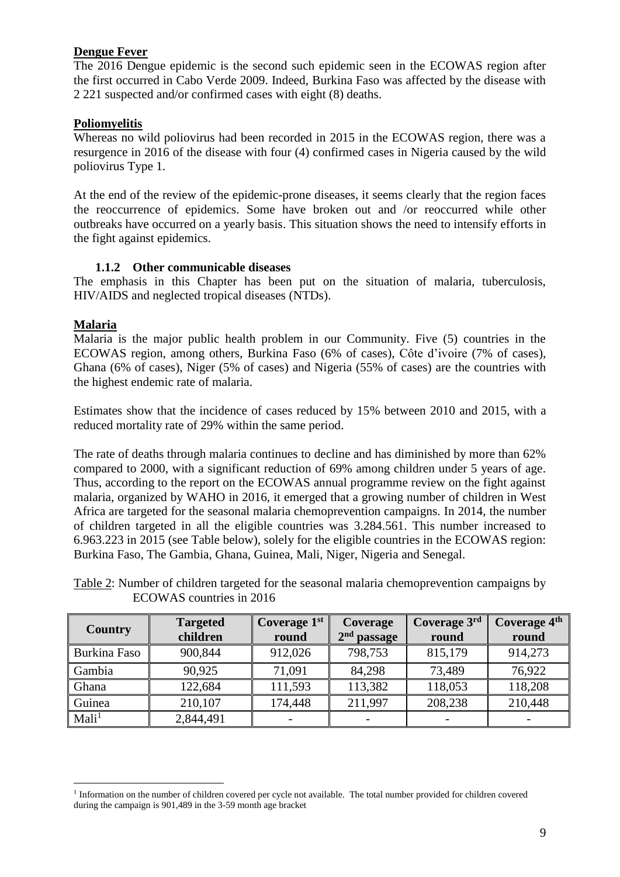**Dengue Fever**

The 2016 Dengue epidemic is the second such epidemic seen in the ECOWAS region after the first occurred in Cabo Verde 2009. Indeed, Burkina Faso was affected by the disease with 2 221 suspected and/or confirmed cases with eight (8) deaths.

**Poliomyelitis**

Whereas no wild poliovirus had been recorded in 2015 in the ECOWAS region, there was a resurgence in 2016 of the disease with four (4) confirmed cases in Nigeria caused by the wild poliovirus Type 1.

At the end of the review of the epidemic-prone diseases, it seems clearly that the region faces the reoccurrence of epidemics. Some have broken out and /or reoccurred while other outbreaks have occurred on a yearly basis. This situation shows the need to intensify efforts in the fight against epidemics.

### 1.1.2 Other communicable diseases

The emphasis in this Chapter has been put on the situation of malaria, tuberculosis, HIV/AIDS and neglected tropical diseases (NTDs).

**Malaria**

Malaria is the major public health problem in our Community. Five (5) countries in the ECOWAS region, among others, Burkina Faso (6% of cases), Côte d'ivoire (7% of cases), Ghana (6% of cases), Niger (5% of cases) and Nigeria (55% of cases) are the countries with the highest endemic rate of malaria.

Estimates show that the incidence of cases reduced by 15% between 2010 and 2015, with a reduced mortality rate of 29% within the same period.

The rate of deaths through malaria continues to decline and has diminished by more than 62% compared to 2000, with a significant reduction of 69% among children under 5 years of age. Thus, according to the report on the ECOWAS annual programme review on the fight against malaria, organized by WAHO in 2016, it emerged that a growing number of children in West Africa are targeted for the seasonal malaria chemoprevention campaigns. In 2014, the number of children targeted in all the eligible countries was 3.284.561. This number increased to 6.963.223 in 2015 (see Table below), solely for the eligible countries in the ECOWAS region: Burkina Faso, The Gambia, Ghana, Guinea, Mali, Niger, Nigeria and Senegal.

Table 2: Number of children targeted for the seasonal malaria chemoprevention campaigns by ECOWAS countries in 2016

| Country | Targeted children | Coverage 1st round | Coverage 2nd passage | Coverage 3rd round | Coverage 4th round |
|---|---|---|---|---|---|
| Burkina Faso | 900,844 | 912,026 | 798,753 | 815,179 | 914,273 |
| Gambia | 90,925 | 71,091 | 84,298 | 73,489 | 76,922 |
| Ghana | 122,684 | 111,593 | 113,382 | 118,053 | 118,208 |
| Guinea | 210,107 | 174,448 | 211,997 | 208,238 | 210,448 |
| Mali[1] | 2,844,491 | - | - | - | - |

[1] Information on the number of children covered per cycle not available. The total number provided for children covered during the campaign is 901,489 in the 3-59 month age bracket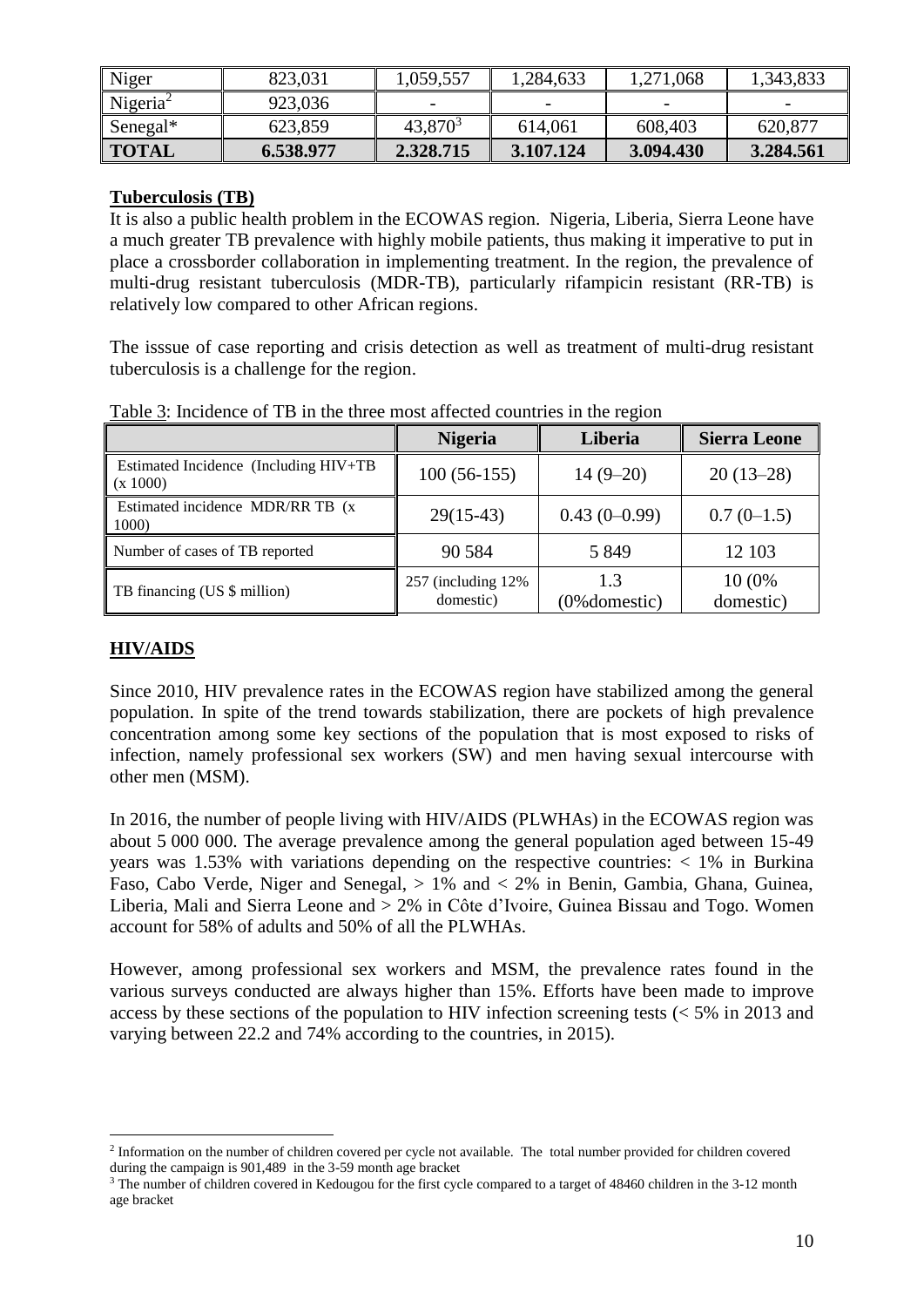| | | | | | |
|---|---|---|---|---|---|
| Niger | 823,031 | 1,059,557 | 1,284,633 | 1,271,068 | 1,343,833 |
| Nigeria[2] | 923,036 | - | - | - | - |
| Senegal* | 623,859 | 43,870[3] | 614,061 | 608,403 | 620,877 |
| **TOTAL** | **6.538.977** | **2.328.715** | **3.107.124** | **3.094.430** | **3.284.561** |

**Tuberculosis (TB)**

It is also a public health problem in the ECOWAS region. Nigeria, Liberia, Sierra Leone have a much greater TB prevalence with highly mobile patients, thus making it imperative to put in place a crossborder collaboration in implementing treatment. In the region, the prevalence of multi-drug resistant tuberculosis (MDR-TB), particularly rifampicin resistant (RR-TB) is relatively low compared to other African regions.

The isssue of case reporting and crisis detection as well as treatment of multi-drug resistant tuberculosis is a challenge for the region.

Table 3: Incidence of TB in the three most affected countries in the region

| | Nigeria | Liberia | Sierra Leone |
|---|---|---|---|
| Estimated Incidence (Including HIV+TB (x 1000) | 100 (56-155) | 14 (9–20) | 20 (13–28) |
| Estimated incidence MDR/RR TB (x 1000) | 29(15-43) | 0.43 (0–0.99) | 0.7 (0–1.5) |
| Number of cases of TB reported | 90 584 | 5 849 | 12 103 |
| TB financing (US $ million) | 257 (including 12% domestic) | 1.3 (0%domestic) | 10 (0% domestic) |

**HIV/AIDS**

Since 2010, HIV prevalence rates in the ECOWAS region have stabilized among the general population. In spite of the trend towards stabilization, there are pockets of high prevalence concentration among some key sections of the population that is most exposed to risks of infection, namely professional sex workers (SW) and men having sexual intercourse with other men (MSM).

In 2016, the number of people living with HIV/AIDS (PLWHAs) in the ECOWAS region was about 5 000 000. The average prevalence among the general population aged between 15-49 years was 1.53% with variations depending on the respective countries: < 1% in Burkina Faso, Cabo Verde, Niger and Senegal, > 1% and < 2% in Benin, Gambia, Ghana, Guinea, Liberia, Mali and Sierra Leone and > 2% in Côte d'Ivoire, Guinea Bissau and Togo. Women account for 58% of adults and 50% of all the PLWHAs.

However, among professional sex workers and MSM, the prevalence rates found in the various surveys conducted are always higher than 15%. Efforts have been made to improve access by these sections of the population to HIV infection screening tests (< 5% in 2013 and varying between 22.2 and 74% according to the countries, in 2015).

[2] Information on the number of children covered per cycle not available. The total number provided for children covered during the campaign is 901,489 in the 3-59 month age bracket

[3] The number of children covered in Kedougou for the first cycle compared to a target of 48460 children in the 3-12 month age bracket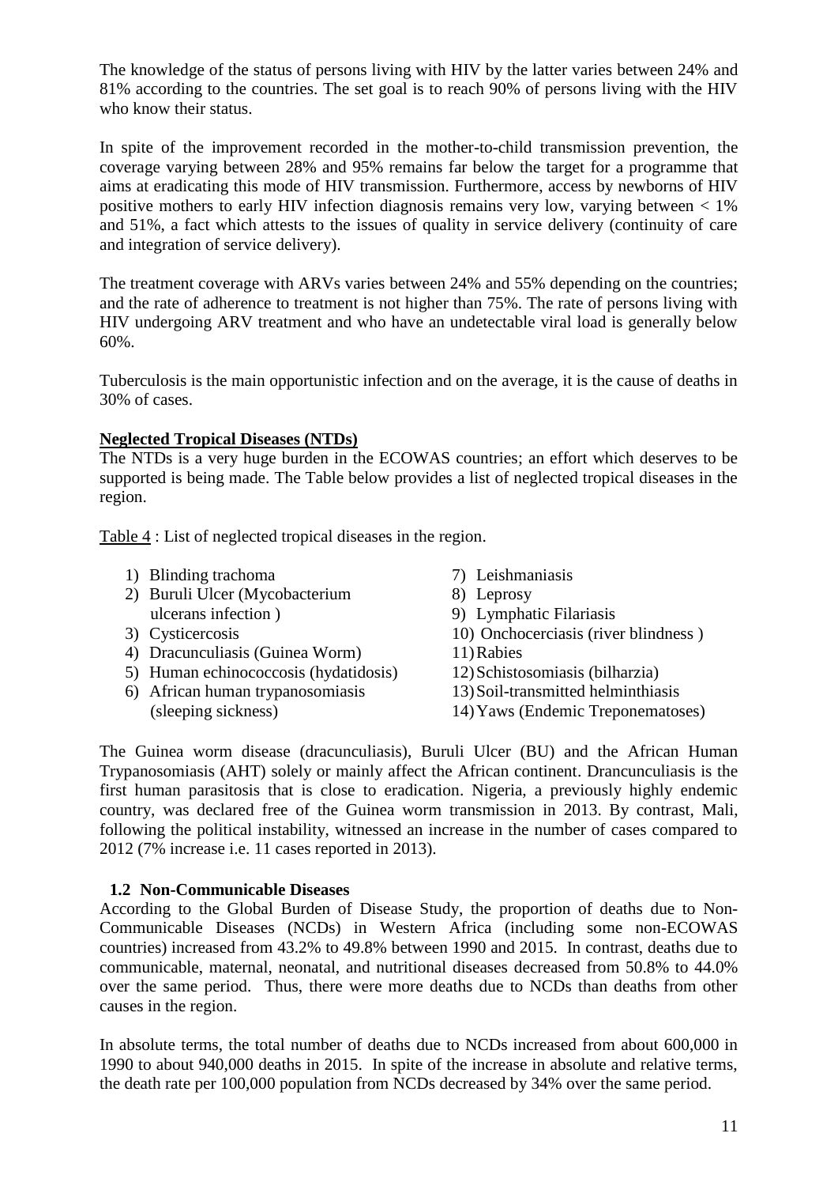The knowledge of the status of persons living with HIV by the latter varies between 24% and 81% according to the countries. The set goal is to reach 90% of persons living with the HIV who know their status.

In spite of the improvement recorded in the mother-to-child transmission prevention, the coverage varying between 28% and 95% remains far below the target for a programme that aims at eradicating this mode of HIV transmission. Furthermore, access by newborns of HIV positive mothers to early HIV infection diagnosis remains very low, varying between < 1% and 51%, a fact which attests to the issues of quality in service delivery (continuity of care and integration of service delivery).

The treatment coverage with ARVs varies between 24% and 55% depending on the countries; and the rate of adherence to treatment is not higher than 75%. The rate of persons living with HIV undergoing ARV treatment and who have an undetectable viral load is generally below 60%.

Tuberculosis is the main opportunistic infection and on the average, it is the cause of deaths in 30% of cases.

**Neglected Tropical Diseases (NTDs)**

The NTDs is a very huge burden in the ECOWAS countries; an effort which deserves to be supported is being made. The Table below provides a list of neglected tropical diseases in the region.

Table 4 : List of neglected tropical diseases in the region.

1) Blinding trachoma
2) Buruli Ulcer (Mycobacterium ulcerans infection )
3) Cysticercosis
4) Dracunculiasis (Guinea Worm)
5) Human echinococcosis (hydatidosis)
6) African human trypanosomiasis (sleeping sickness)
7) Leishmaniasis
8) Leprosy
9) Lymphatic Filariasis
10) Onchocerciasis (river blindness )
11) Rabies
12) Schistosomiasis (bilharzia)
13) Soil-transmitted helminthiasis
14) Yaws (Endemic Treponematoses)

The Guinea worm disease (dracunculiasis), Buruli Ulcer (BU) and the African Human Trypanosomiasis (AHT) solely or mainly affect the African continent. Drancunculiasis is the first human parasitosis that is close to eradication. Nigeria, a previously highly endemic country, was declared free of the Guinea worm transmission in 2013. By contrast, Mali, following the political instability, witnessed an increase in the number of cases compared to 2012 (7% increase i.e. 11 cases reported in 2013).

### 1.2 Non-Communicable Diseases

According to the Global Burden of Disease Study, the proportion of deaths due to Non-Communicable Diseases (NCDs) in Western Africa (including some non-ECOWAS countries) increased from 43.2% to 49.8% between 1990 and 2015. In contrast, deaths due to communicable, maternal, neonatal, and nutritional diseases decreased from 50.8% to 44.0% over the same period. Thus, there were more deaths due to NCDs than deaths from other causes in the region.

In absolute terms, the total number of deaths due to NCDs increased from about 600,000 in 1990 to about 940,000 deaths in 2015. In spite of the increase in absolute and relative terms, the death rate per 100,000 population from NCDs decreased by 34% over the same period.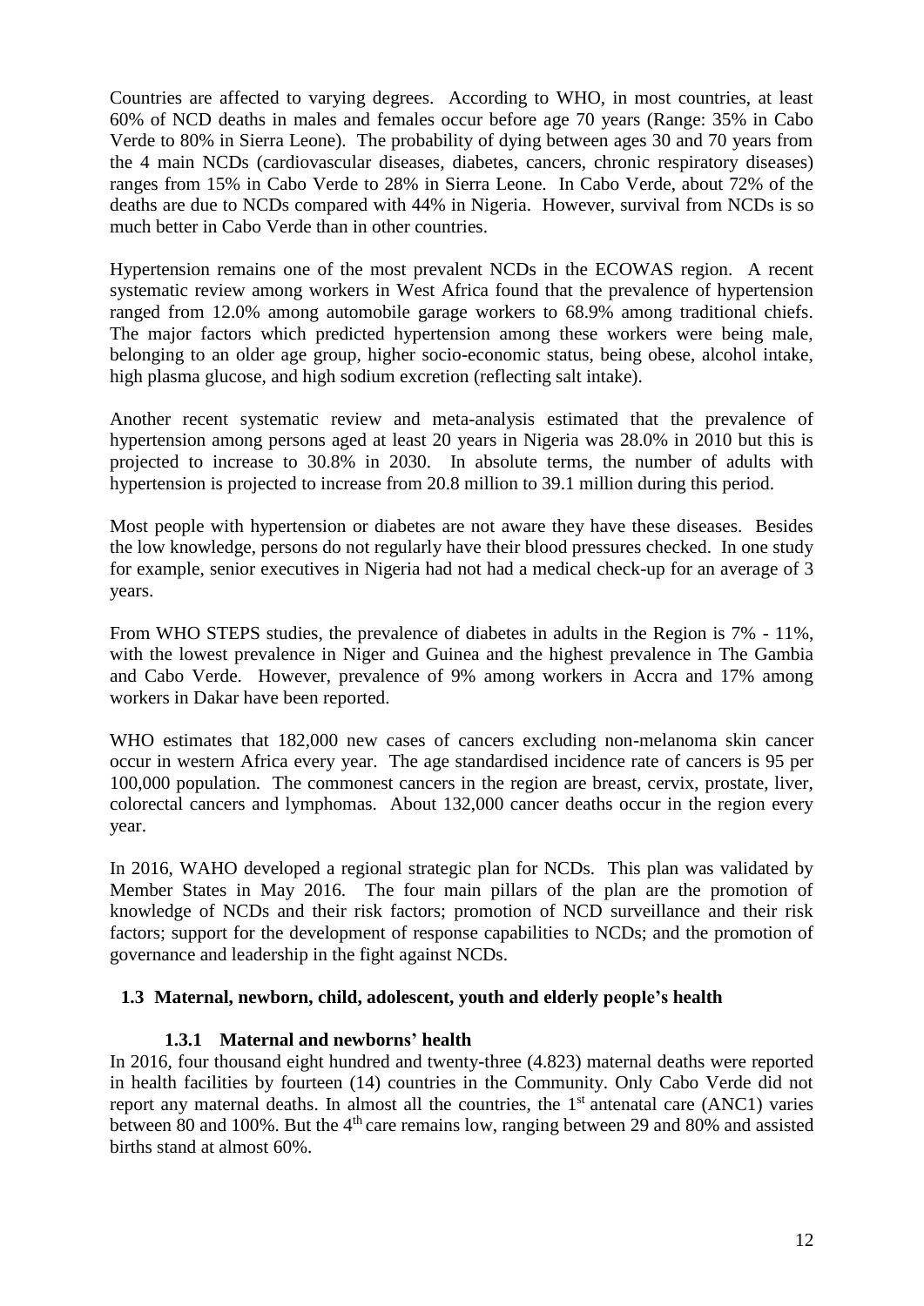Countries are affected to varying degrees. According to WHO, in most countries, at least 60% of NCD deaths in males and females occur before age 70 years (Range: 35% in Cabo Verde to 80% in Sierra Leone). The probability of dying between ages 30 and 70 years from the 4 main NCDs (cardiovascular diseases, diabetes, cancers, chronic respiratory diseases) ranges from 15% in Cabo Verde to 28% in Sierra Leone. In Cabo Verde, about 72% of the deaths are due to NCDs compared with 44% in Nigeria. However, survival from NCDs is so much better in Cabo Verde than in other countries.

Hypertension remains one of the most prevalent NCDs in the ECOWAS region. A recent systematic review among workers in West Africa found that the prevalence of hypertension ranged from 12.0% among automobile garage workers to 68.9% among traditional chiefs. The major factors which predicted hypertension among these workers were being male, belonging to an older age group, higher socio-economic status, being obese, alcohol intake, high plasma glucose, and high sodium excretion (reflecting salt intake).

Another recent systematic review and meta-analysis estimated that the prevalence of hypertension among persons aged at least 20 years in Nigeria was 28.0% in 2010 but this is projected to increase to 30.8% in 2030. In absolute terms, the number of adults with hypertension is projected to increase from 20.8 million to 39.1 million during this period.

Most people with hypertension or diabetes are not aware they have these diseases. Besides the low knowledge, persons do not regularly have their blood pressures checked. In one study for example, senior executives in Nigeria had not had a medical check-up for an average of 3 years.

From WHO STEPS studies, the prevalence of diabetes in adults in the Region is 7% - 11%, with the lowest prevalence in Niger and Guinea and the highest prevalence in The Gambia and Cabo Verde. However, prevalence of 9% among workers in Accra and 17% among workers in Dakar have been reported.

WHO estimates that 182,000 new cases of cancers excluding non-melanoma skin cancer occur in western Africa every year. The age standardised incidence rate of cancers is 95 per 100,000 population. The commonest cancers in the region are breast, cervix, prostate, liver, colorectal cancers and lymphomas. About 132,000 cancer deaths occur in the region every year.

In 2016, WAHO developed a regional strategic plan for NCDs. This plan was validated by Member States in May 2016. The four main pillars of the plan are the promotion of knowledge of NCDs and their risk factors; promotion of NCD surveillance and their risk factors; support for the development of response capabilities to NCDs; and the promotion of governance and leadership in the fight against NCDs.

## 1.3 Maternal, newborn, child, adolescent, youth and elderly people's health

### 1.3.1 Maternal and newborns' health

In 2016, four thousand eight hundred and twenty-three (4.823) maternal deaths were reported in health facilities by fourteen (14) countries in the Community. Only Cabo Verde did not report any maternal deaths. In almost all the countries, the 1st antenatal care (ANC1) varies between 80 and 100%. But the 4th care remains low, ranging between 29 and 80% and assisted births stand at almost 60%.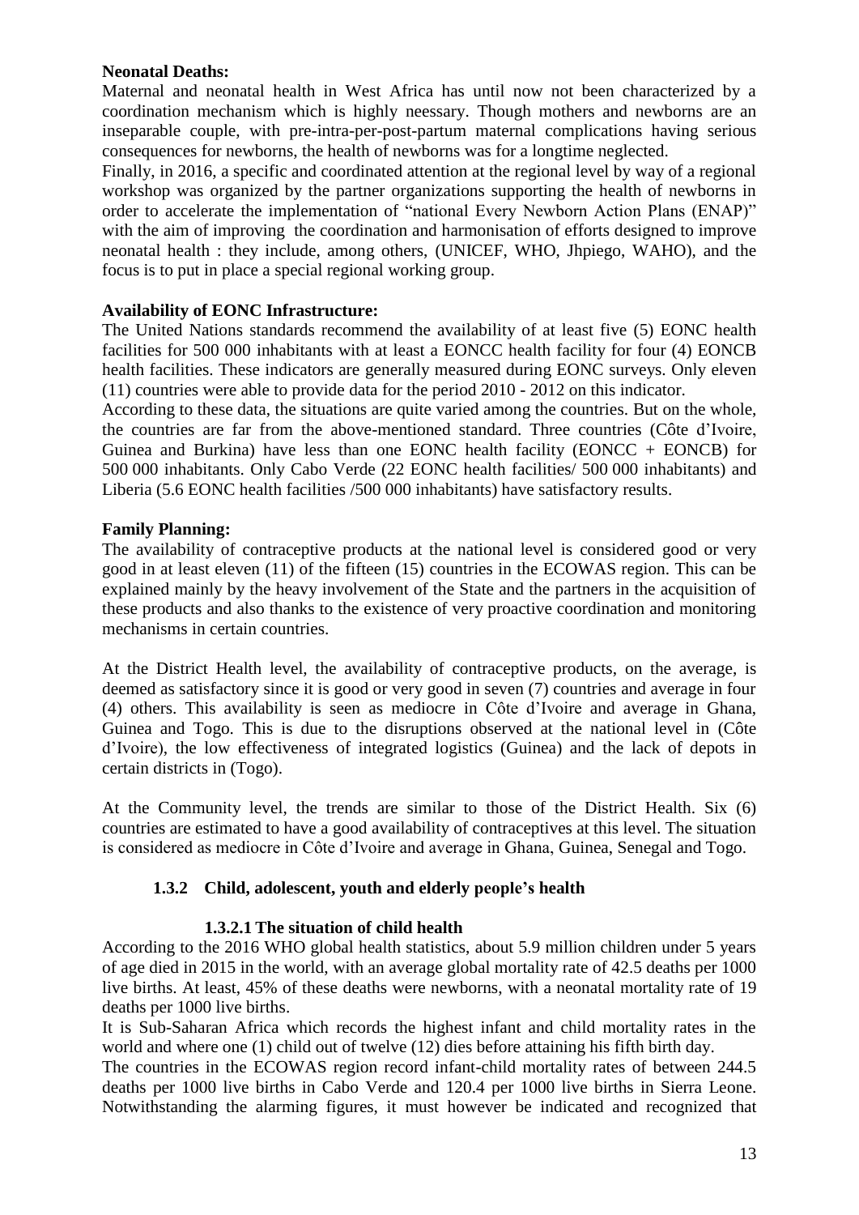**Neonatal Deaths:**

Maternal and neonatal health in West Africa has until now not been characterized by a coordination mechanism which is highly neessary. Though mothers and newborns are an inseparable couple, with pre-intra-per-post-partum maternal complications having serious consequences for newborns, the health of newborns was for a longtime neglected.

Finally, in 2016, a specific and coordinated attention at the regional level by way of a regional workshop was organized by the partner organizations supporting the health of newborns in order to accelerate the implementation of "national Every Newborn Action Plans (ENAP)" with the aim of improving the coordination and harmonisation of efforts designed to improve neonatal health : they include, among others, (UNICEF, WHO, Jhpiego, WAHO), and the focus is to put in place a special regional working group.

**Availability of EONC Infrastructure:**

The United Nations standards recommend the availability of at least five (5) EONC health facilities for 500 000 inhabitants with at least a EONCC health facility for four (4) EONCB health facilities. These indicators are generally measured during EONC surveys. Only eleven (11) countries were able to provide data for the period 2010 - 2012 on this indicator.

According to these data, the situations are quite varied among the countries. But on the whole, the countries are far from the above-mentioned standard. Three countries (Côte d'Ivoire, Guinea and Burkina) have less than one EONC health facility (EONCC + EONCB) for 500 000 inhabitants. Only Cabo Verde (22 EONC health facilities/ 500 000 inhabitants) and Liberia (5.6 EONC health facilities /500 000 inhabitants) have satisfactory results.

**Family Planning:**

The availability of contraceptive products at the national level is considered good or very good in at least eleven (11) of the fifteen (15) countries in the ECOWAS region. This can be explained mainly by the heavy involvement of the State and the partners in the acquisition of these products and also thanks to the existence of very proactive coordination and monitoring mechanisms in certain countries.

At the District Health level, the availability of contraceptive products, on the average, is deemed as satisfactory since it is good or very good in seven (7) countries and average in four (4) others. This availability is seen as mediocre in Côte d'Ivoire and average in Ghana, Guinea and Togo. This is due to the disruptions observed at the national level in (Côte d'Ivoire), the low effectiveness of integrated logistics (Guinea) and the lack of depots in certain districts in (Togo).

At the Community level, the trends are similar to those of the District Health. Six (6) countries are estimated to have a good availability of contraceptives at this level. The situation is considered as mediocre in Côte d'Ivoire and average in Ghana, Guinea, Senegal and Togo.

### 1.3.2 Child, adolescent, youth and elderly people's health

#### 1.3.2.1 The situation of child health

According to the 2016 WHO global health statistics, about 5.9 million children under 5 years of age died in 2015 in the world, with an average global mortality rate of 42.5 deaths per 1000 live births. At least, 45% of these deaths were newborns, with a neonatal mortality rate of 19 deaths per 1000 live births.

It is Sub-Saharan Africa which records the highest infant and child mortality rates in the world and where one (1) child out of twelve (12) dies before attaining his fifth birth day.

The countries in the ECOWAS region record infant-child mortality rates of between 244.5 deaths per 1000 live births in Cabo Verde and 120.4 per 1000 live births in Sierra Leone. Notwithstanding the alarming figures, it must however be indicated and recognized that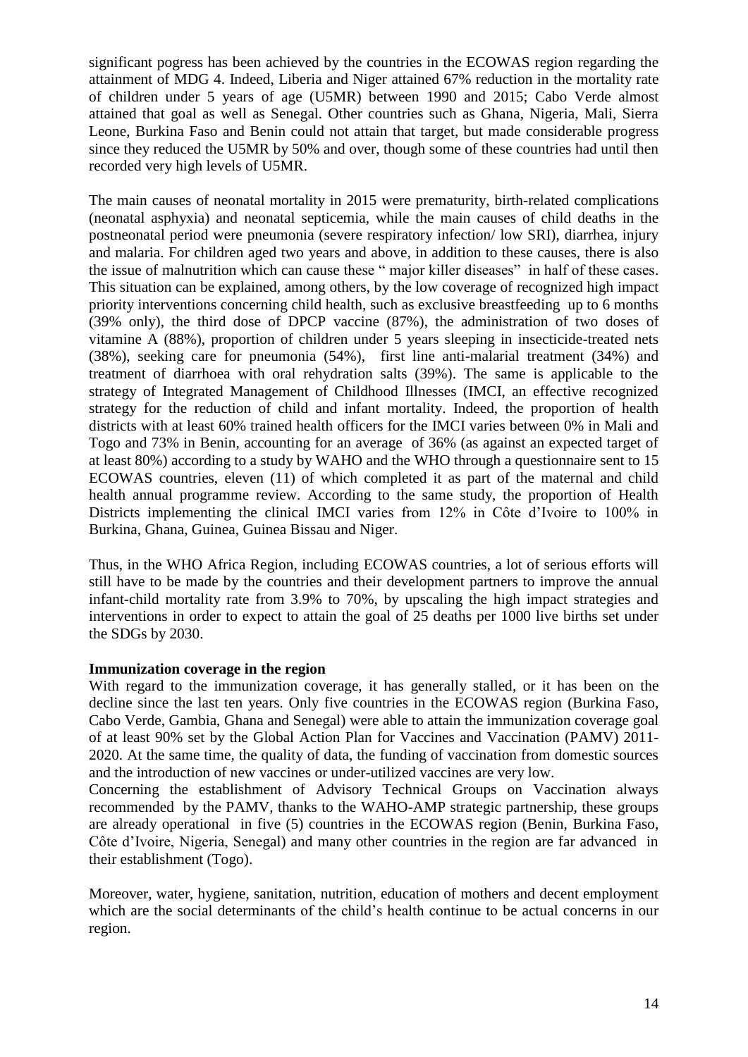significant pogress has been achieved by the countries in the ECOWAS region regarding the attainment of MDG 4. Indeed, Liberia and Niger attained 67% reduction in the mortality rate of children under 5 years of age (U5MR) between 1990 and 2015; Cabo Verde almost attained that goal as well as Senegal. Other countries such as Ghana, Nigeria, Mali, Sierra Leone, Burkina Faso and Benin could not attain that target, but made considerable progress since they reduced the U5MR by 50% and over, though some of these countries had until then recorded very high levels of U5MR.

The main causes of neonatal mortality in 2015 were prematurity, birth-related complications (neonatal asphyxia) and neonatal septicemia, while the main causes of child deaths in the postneonatal period were pneumonia (severe respiratory infection/ low SRI), diarrhea, injury and malaria. For children aged two years and above, in addition to these causes, there is also the issue of malnutrition which can cause these " major killer diseases" in half of these cases. This situation can be explained, among others, by the low coverage of recognized high impact priority interventions concerning child health, such as exclusive breastfeeding up to 6 months (39% only), the third dose of DPCP vaccine (87%), the administration of two doses of vitamine A (88%), proportion of children under 5 years sleeping in insecticide-treated nets (38%), seeking care for pneumonia (54%), first line anti-malarial treatment (34%) and treatment of diarrhoea with oral rehydration salts (39%). The same is applicable to the strategy of Integrated Management of Childhood Illnesses (IMCI, an effective recognized strategy for the reduction of child and infant mortality. Indeed, the proportion of health districts with at least 60% trained health officers for the IMCI varies between 0% in Mali and Togo and 73% in Benin, accounting for an average of 36% (as against an expected target of at least 80%) according to a study by WAHO and the WHO through a questionnaire sent to 15 ECOWAS countries, eleven (11) of which completed it as part of the maternal and child health annual programme review. According to the same study, the proportion of Health Districts implementing the clinical IMCI varies from 12% in Côte d'Ivoire to 100% in Burkina, Ghana, Guinea, Guinea Bissau and Niger.

Thus, in the WHO Africa Region, including ECOWAS countries, a lot of serious efforts will still have to be made by the countries and their development partners to improve the annual infant-child mortality rate from 3.9% to 70%, by upscaling the high impact strategies and interventions in order to expect to attain the goal of 25 deaths per 1000 live births set under the SDGs by 2030.

**Immunization coverage in the region**

With regard to the immunization coverage, it has generally stalled, or it has been on the decline since the last ten years. Only five countries in the ECOWAS region (Burkina Faso, Cabo Verde, Gambia, Ghana and Senegal) were able to attain the immunization coverage goal of at least 90% set by the Global Action Plan for Vaccines and Vaccination (PAMV) 2011-2020. At the same time, the quality of data, the funding of vaccination from domestic sources and the introduction of new vaccines or under-utilized vaccines are very low.

Concerning the establishment of Advisory Technical Groups on Vaccination always recommended by the PAMV, thanks to the WAHO-AMP strategic partnership, these groups are already operational in five (5) countries in the ECOWAS region (Benin, Burkina Faso, Côte d'Ivoire, Nigeria, Senegal) and many other countries in the region are far advanced in their establishment (Togo).

Moreover, water, hygiene, sanitation, nutrition, education of mothers and decent employment which are the social determinants of the child's health continue to be actual concerns in our region.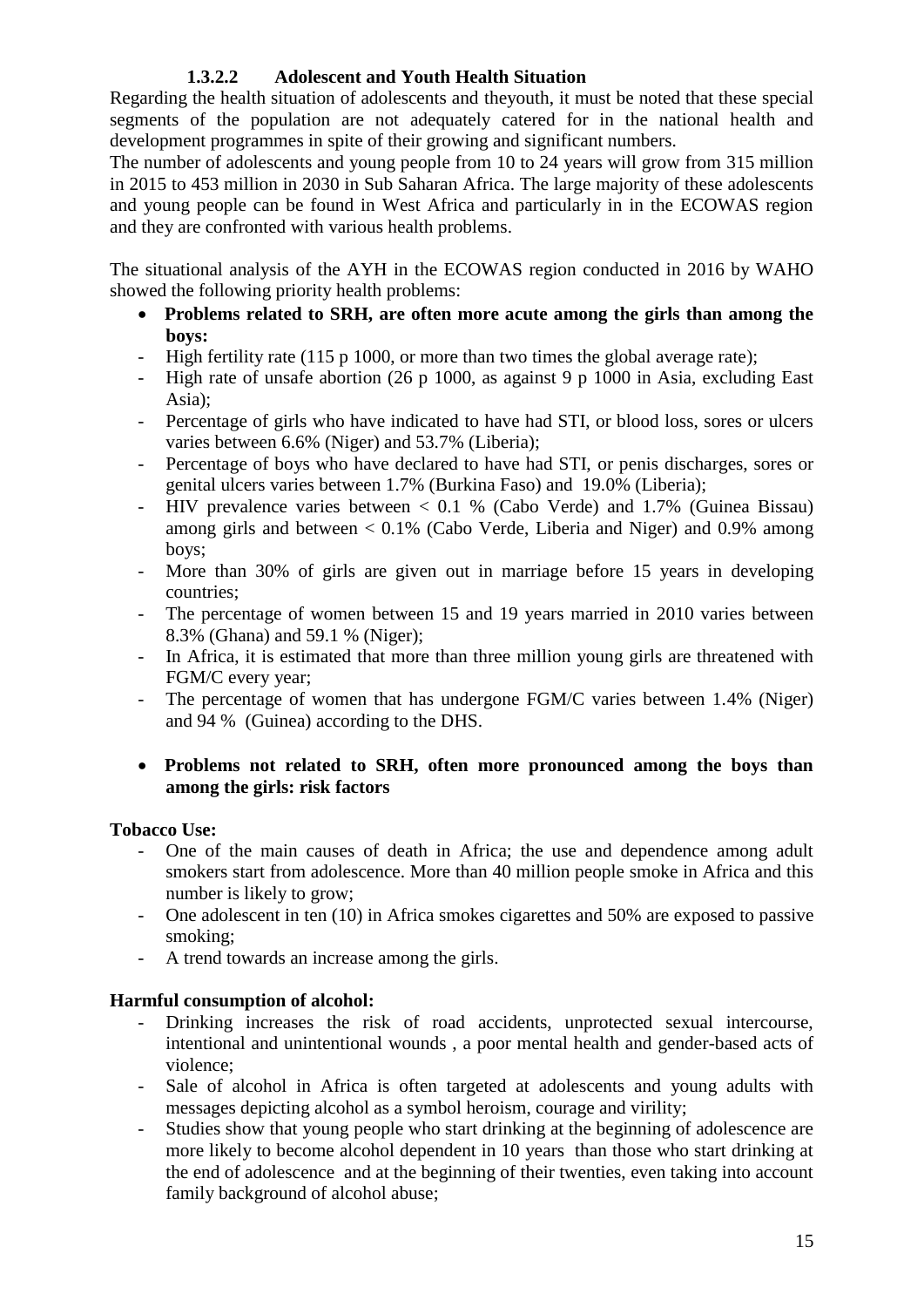#### 1.3.2.2 Adolescent and Youth Health Situation

Regarding the health situation of adolescents and theyouth, it must be noted that these special segments of the population are not adequately catered for in the national health and development programmes in spite of their growing and significant numbers.

The number of adolescents and young people from 10 to 24 years will grow from 315 million in 2015 to 453 million in 2030 in Sub Saharan Africa. The large majority of these adolescents and young people can be found in West Africa and particularly in in the ECOWAS region and they are confronted with various health problems.

The situational analysis of the AYH in the ECOWAS region conducted in 2016 by WAHO showed the following priority health problems:

- **Problems related to SRH, are often more acute among the girls than among the boys:**
  - High fertility rate (115 p 1000, or more than two times the global average rate);
  - High rate of unsafe abortion (26 p 1000, as against 9 p 1000 in Asia, excluding East Asia);
  - Percentage of girls who have indicated to have had STI, or blood loss, sores or ulcers varies between 6.6% (Niger) and 53.7% (Liberia);
  - Percentage of boys who have declared to have had STI, or penis discharges, sores or genital ulcers varies between 1.7% (Burkina Faso) and 19.0% (Liberia);
  - HIV prevalence varies between < 0.1 % (Cabo Verde) and 1.7% (Guinea Bissau) among girls and between < 0.1% (Cabo Verde, Liberia and Niger) and 0.9% among boys;
  - More than 30% of girls are given out in marriage before 15 years in developing countries;
  - The percentage of women between 15 and 19 years married in 2010 varies between 8.3% (Ghana) and 59.1 % (Niger);
  - In Africa, it is estimated that more than three million young girls are threatened with FGM/C every year;
  - The percentage of women that has undergone FGM/C varies between 1.4% (Niger) and 94 % (Guinea) according to the DHS.

- **Problems not related to SRH, often more pronounced among the boys than among the girls: risk factors**

**Tobacco Use:**

- One of the main causes of death in Africa; the use and dependence among adult smokers start from adolescence. More than 40 million people smoke in Africa and this number is likely to grow;
- One adolescent in ten (10) in Africa smokes cigarettes and 50% are exposed to passive smoking;
- A trend towards an increase among the girls.

**Harmful consumption of alcohol:**

- Drinking increases the risk of road accidents, unprotected sexual intercourse, intentional and unintentional wounds , a poor mental health and gender-based acts of violence;
- Sale of alcohol in Africa is often targeted at adolescents and young adults with messages depicting alcohol as a symbol heroism, courage and virility;
- Studies show that young people who start drinking at the beginning of adolescence are more likely to become alcohol dependent in 10 years than those who start drinking at the end of adolescence and at the beginning of their twenties, even taking into account family background of alcohol abuse;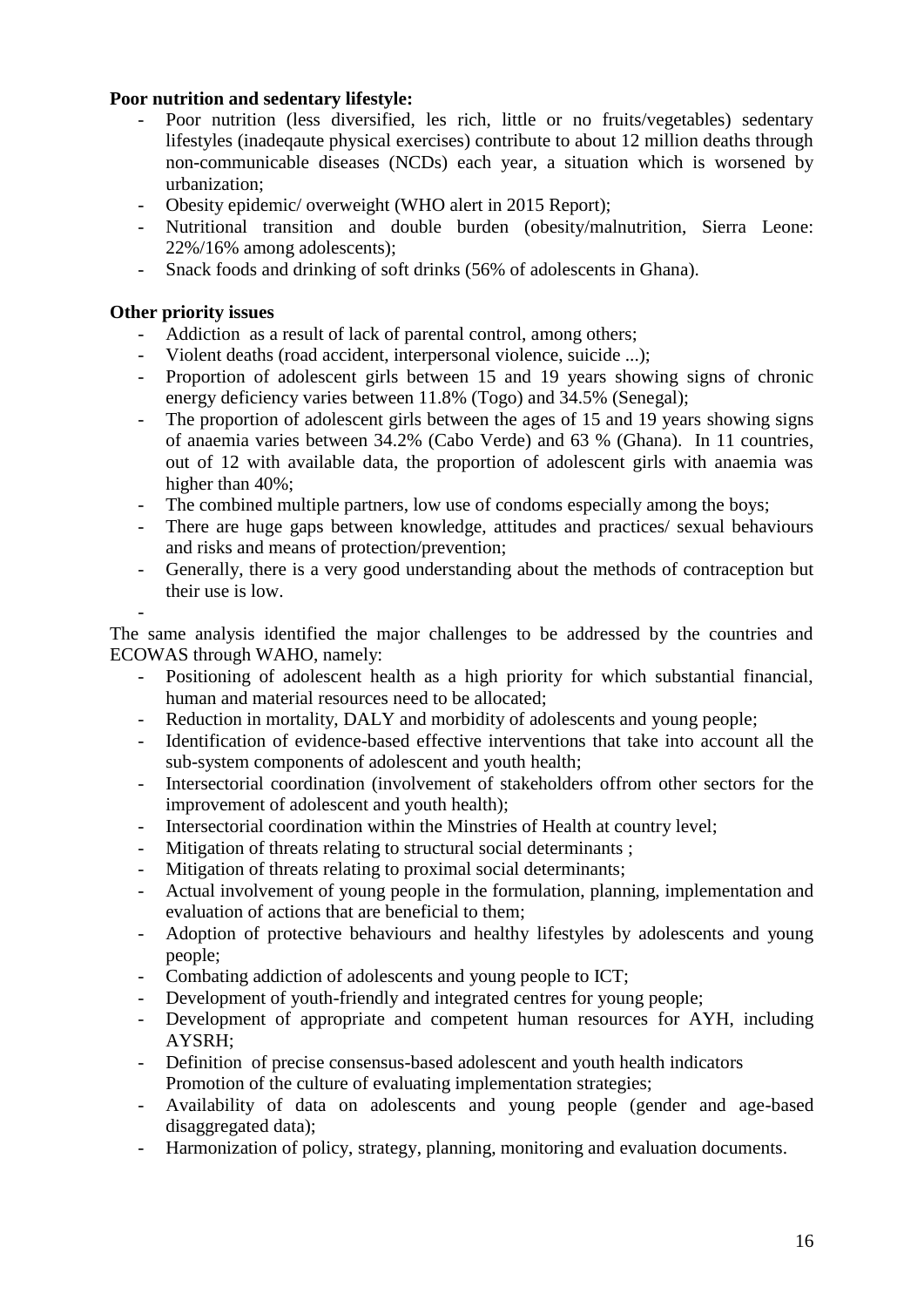**Poor nutrition and sedentary lifestyle:**

- Poor nutrition (less diversified, les rich, little or no fruits/vegetables) sedentary lifestyles (inadeqaute physical exercises) contribute to about 12 million deaths through non-communicable diseases (NCDs) each year, a situation which is worsened by urbanization;
- Obesity epidemic/ overweight (WHO alert in 2015 Report);
- Nutritional transition and double burden (obesity/malnutrition, Sierra Leone: 22%/16% among adolescents);
- Snack foods and drinking of soft drinks (56% of adolescents in Ghana).

**Other priority issues**

- Addiction as a result of lack of parental control, among others;
- Violent deaths (road accident, interpersonal violence, suicide ...);
- Proportion of adolescent girls between 15 and 19 years showing signs of chronic energy deficiency varies between 11.8% (Togo) and 34.5% (Senegal);
- The proportion of adolescent girls between the ages of 15 and 19 years showing signs of anaemia varies between 34.2% (Cabo Verde) and 63 % (Ghana). In 11 countries, out of 12 with available data, the proportion of adolescent girls with anaemia was higher than 40%;
- The combined multiple partners, low use of condoms especially among the boys;
- There are huge gaps between knowledge, attitudes and practices/ sexual behaviours and risks and means of protection/prevention;
- Generally, there is a very good understanding about the methods of contraception but their use is low.
-

The same analysis identified the major challenges to be addressed by the countries and ECOWAS through WAHO, namely:

- Positioning of adolescent health as a high priority for which substantial financial, human and material resources need to be allocated;
- Reduction in mortality, DALY and morbidity of adolescents and young people;
- Identification of evidence-based effective interventions that take into account all the sub-system components of adolescent and youth health;
- Intersectorial coordination (involvement of stakeholders offrom other sectors for the improvement of adolescent and youth health);
- Intersectorial coordination within the Minstries of Health at country level;
- Mitigation of threats relating to structural social determinants ;
- Mitigation of threats relating to proximal social determinants;
- Actual involvement of young people in the formulation, planning, implementation and evaluation of actions that are beneficial to them;
- Adoption of protective behaviours and healthy lifestyles by adolescents and young people;
- Combating addiction of adolescents and young people to ICT;
- Development of youth-friendly and integrated centres for young people;
- Development of appropriate and competent human resources for AYH, including AYSRH;
- Definition of precise consensus-based adolescent and youth health indicators Promotion of the culture of evaluating implementation strategies;
- Availability of data on adolescents and young people (gender and age-based disaggregated data);
- Harmonization of policy, strategy, planning, monitoring and evaluation documents.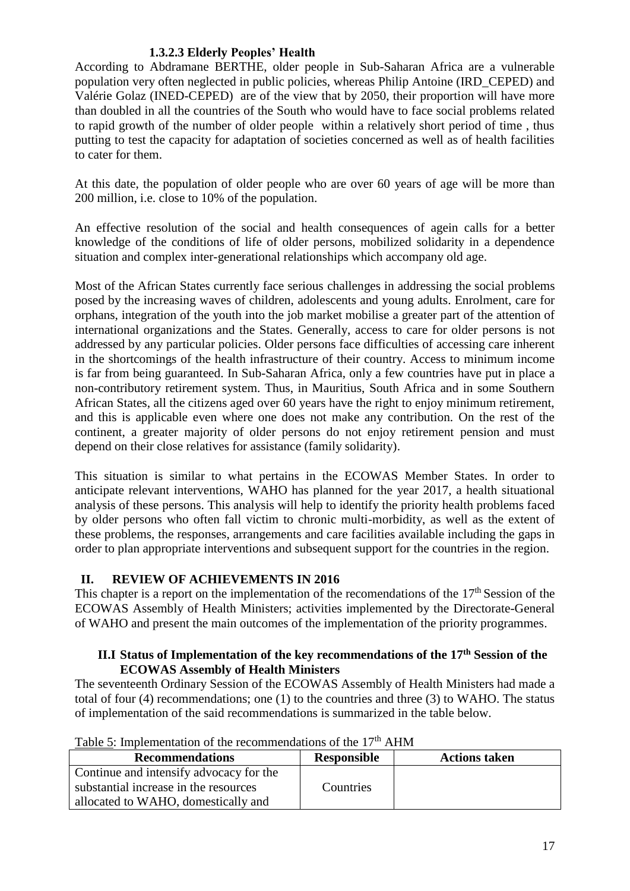#### 1.3.2.3 Elderly Peoples' Health

According to Abdramane BERTHE, older people in Sub-Saharan Africa are a vulnerable population very often neglected in public policies, whereas Philip Antoine (IRD_CEPED) and Valérie Golaz (INED-CEPED) are of the view that by 2050, their proportion will have more than doubled in all the countries of the South who would have to face social problems related to rapid growth of the number of older people within a relatively short period of time , thus putting to test the capacity for adaptation of societies concerned as well as of health facilities to cater for them.

At this date, the population of older people who are over 60 years of age will be more than 200 million, i.e. close to 10% of the population.

An effective resolution of the social and health consequences of agein calls for a better knowledge of the conditions of life of older persons, mobilized solidarity in a dependence situation and complex inter-generational relationships which accompany old age.

Most of the African States currently face serious challenges in addressing the social problems posed by the increasing waves of children, adolescents and young adults. Enrolment, care for orphans, integration of the youth into the job market mobilise a greater part of the attention of international organizations and the States. Generally, access to care for older persons is not addressed by any particular policies. Older persons face difficulties of accessing care inherent in the shortcomings of the health infrastructure of their country. Access to minimum income is far from being guaranteed. In Sub-Saharan Africa, only a few countries have put in place a non-contributory retirement system. Thus, in Mauritius, South Africa and in some Southern African States, all the citizens aged over 60 years have the right to enjoy minimum retirement, and this is applicable even where one does not make any contribution. On the rest of the continent, a greater majority of older persons do not enjoy retirement pension and must depend on their close relatives for assistance (family solidarity).

This situation is similar to what pertains in the ECOWAS Member States. In order to anticipate relevant interventions, WAHO has planned for the year 2017, a health situational analysis of these persons. This analysis will help to identify the priority health problems faced by older persons who often fall victim to chronic multi-morbidity, as well as the extent of these problems, the responses, arrangements and care facilities available including the gaps in order to plan appropriate interventions and subsequent support for the countries in the region.

## II. REVIEW OF ACHIEVEMENTS IN 2016

This chapter is a report on the implementation of the recomendations of the 17th Session of the ECOWAS Assembly of Health Ministers; activities implemented by the Directorate-General of WAHO and present the main outcomes of the implementation of the priority programmes.

### II.I Status of Implementation of the key recommendations of the 17th Session of the ECOWAS Assembly of Health Ministers

The seventeenth Ordinary Session of the ECOWAS Assembly of Health Ministers had made a total of four (4) recommendations; one (1) to the countries and three (3) to WAHO. The status of implementation of the said recommendations is summarized in the table below.

Table 5: Implementation of the recommendations of the 17th AHM

| Recommendations | Responsible | Actions taken |
|---|---|---|
| Continue and intensify advocacy for the substantial increase in the resources allocated to WAHO, domestically and | Countries | |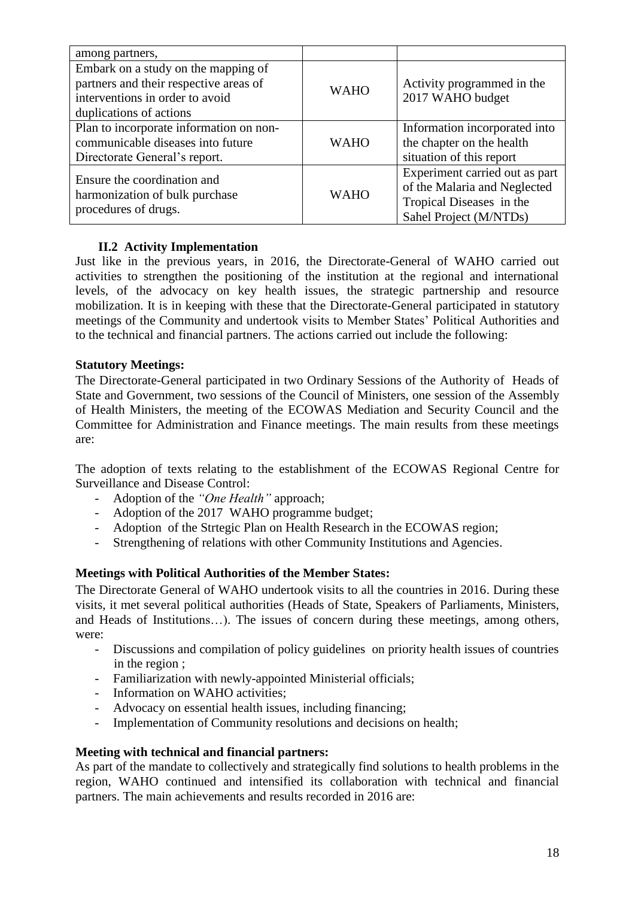| | | |
|---|---|---|
| among partners, | | |
| Embark on a study on the mapping of partners and their respective areas of interventions in order to avoid duplications of actions | WAHO | Activity programmed in the 2017 WAHO budget |
| Plan to incorporate information on non-communicable diseases into future Directorate General's report. | WAHO | Information incorporated into the chapter on the health situation of this report |
| Ensure the coordination and harmonization of bulk purchase procedures of drugs. | WAHO | Experiment carried out as part of the Malaria and Neglected Tropical Diseases in the Sahel Project (M/NTDs) |

### II.2 Activity Implementation

Just like in the previous years, in 2016, the Directorate-General of WAHO carried out activities to strengthen the positioning of the institution at the regional and international levels, of the advocacy on key health issues, the strategic partnership and resource mobilization. It is in keeping with these that the Directorate-General participated in statutory meetings of the Community and undertook visits to Member States' Political Authorities and to the technical and financial partners. The actions carried out include the following:

**Statutory Meetings:**

The Directorate-General participated in two Ordinary Sessions of the Authority of Heads of State and Government, two sessions of the Council of Ministers, one session of the Assembly of Health Ministers, the meeting of the ECOWAS Mediation and Security Council and the Committee for Administration and Finance meetings. The main results from these meetings are:

The adoption of texts relating to the establishment of the ECOWAS Regional Centre for Surveillance and Disease Control:

- Adoption of the *"One Health"* approach;
- Adoption of the 2017 WAHO programme budget;
- Adoption of the Strtegic Plan on Health Research in the ECOWAS region;
- Strengthening of relations with other Community Institutions and Agencies.

**Meetings with Political Authorities of the Member States:**

The Directorate General of WAHO undertook visits to all the countries in 2016. During these visits, it met several political authorities (Heads of State, Speakers of Parliaments, Ministers, and Heads of Institutions…). The issues of concern during these meetings, among others, were:

- Discussions and compilation of policy guidelines on priority health issues of countries in the region ;
- Familiarization with newly-appointed Ministerial officials;
- Information on WAHO activities;
- Advocacy on essential health issues, including financing;
- Implementation of Community resolutions and decisions on health;

**Meeting with technical and financial partners:**

As part of the mandate to collectively and strategically find solutions to health problems in the region, WAHO continued and intensified its collaboration with technical and financial partners. The main achievements and results recorded in 2016 are: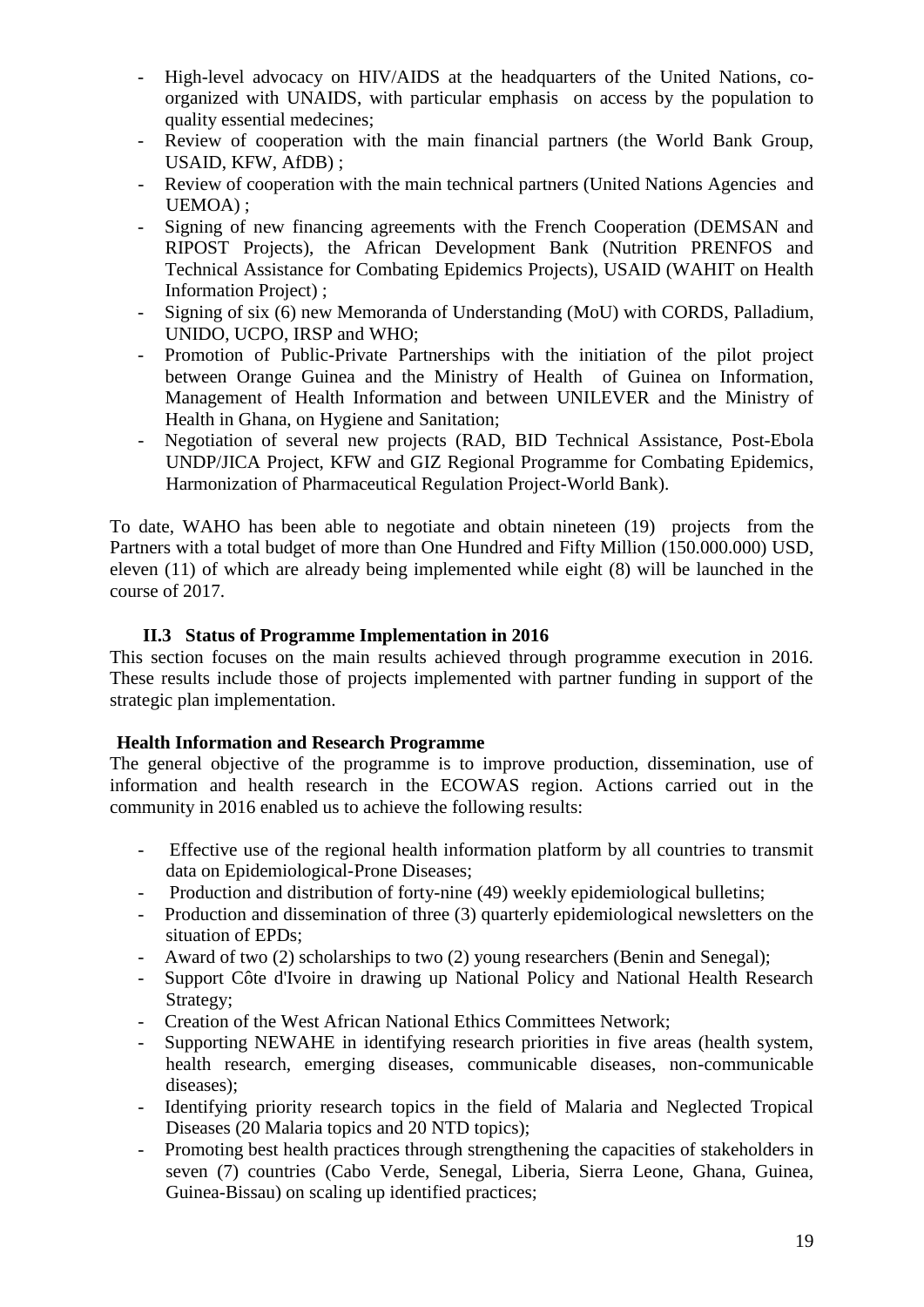- High-level advocacy on HIV/AIDS at the headquarters of the United Nations, co-organized with UNAIDS, with particular emphasis on access by the population to quality essential medecines;
- Review of cooperation with the main financial partners (the World Bank Group, USAID, KFW, AfDB) ;
- Review of cooperation with the main technical partners (United Nations Agencies and UEMOA) ;
- Signing of new financing agreements with the French Cooperation (DEMSAN and RIPOST Projects), the African Development Bank (Nutrition PRENFOS and Technical Assistance for Combating Epidemics Projects), USAID (WAHIT on Health Information Project) ;
- Signing of six (6) new Memoranda of Understanding (MoU) with CORDS, Palladium, UNIDO, UCPO, IRSP and WHO;
- Promotion of Public-Private Partnerships with the initiation of the pilot project between Orange Guinea and the Ministry of Health of Guinea on Information, Management of Health Information and between UNILEVER and the Ministry of Health in Ghana, on Hygiene and Sanitation;
- Negotiation of several new projects (RAD, BID Technical Assistance, Post-Ebola UNDP/JICA Project, KFW and GIZ Regional Programme for Combating Epidemics, Harmonization of Pharmaceutical Regulation Project-World Bank).

To date, WAHO has been able to negotiate and obtain nineteen (19) projects from the Partners with a total budget of more than One Hundred and Fifty Million (150.000.000) USD, eleven (11) of which are already being implemented while eight (8) will be launched in the course of 2017.

### II.3 Status of Programme Implementation in 2016

This section focuses on the main results achieved through programme execution in 2016. These results include those of projects implemented with partner funding in support of the strategic plan implementation.

**Health Information and Research Programme**

The general objective of the programme is to improve production, dissemination, use of information and health research in the ECOWAS region. Actions carried out in the community in 2016 enabled us to achieve the following results:

- Effective use of the regional health information platform by all countries to transmit data on Epidemiological-Prone Diseases;
- Production and distribution of forty-nine (49) weekly epidemiological bulletins;
- Production and dissemination of three (3) quarterly epidemiological newsletters on the situation of EPDs;
- Award of two (2) scholarships to two (2) young researchers (Benin and Senegal);
- Support Côte d'Ivoire in drawing up National Policy and National Health Research Strategy;
- Creation of the West African National Ethics Committees Network;
- Supporting NEWAHE in identifying research priorities in five areas (health system, health research, emerging diseases, communicable diseases, non-communicable diseases);
- Identifying priority research topics in the field of Malaria and Neglected Tropical Diseases (20 Malaria topics and 20 NTD topics);
- Promoting best health practices through strengthening the capacities of stakeholders in seven (7) countries (Cabo Verde, Senegal, Liberia, Sierra Leone, Ghana, Guinea, Guinea-Bissau) on scaling up identified practices;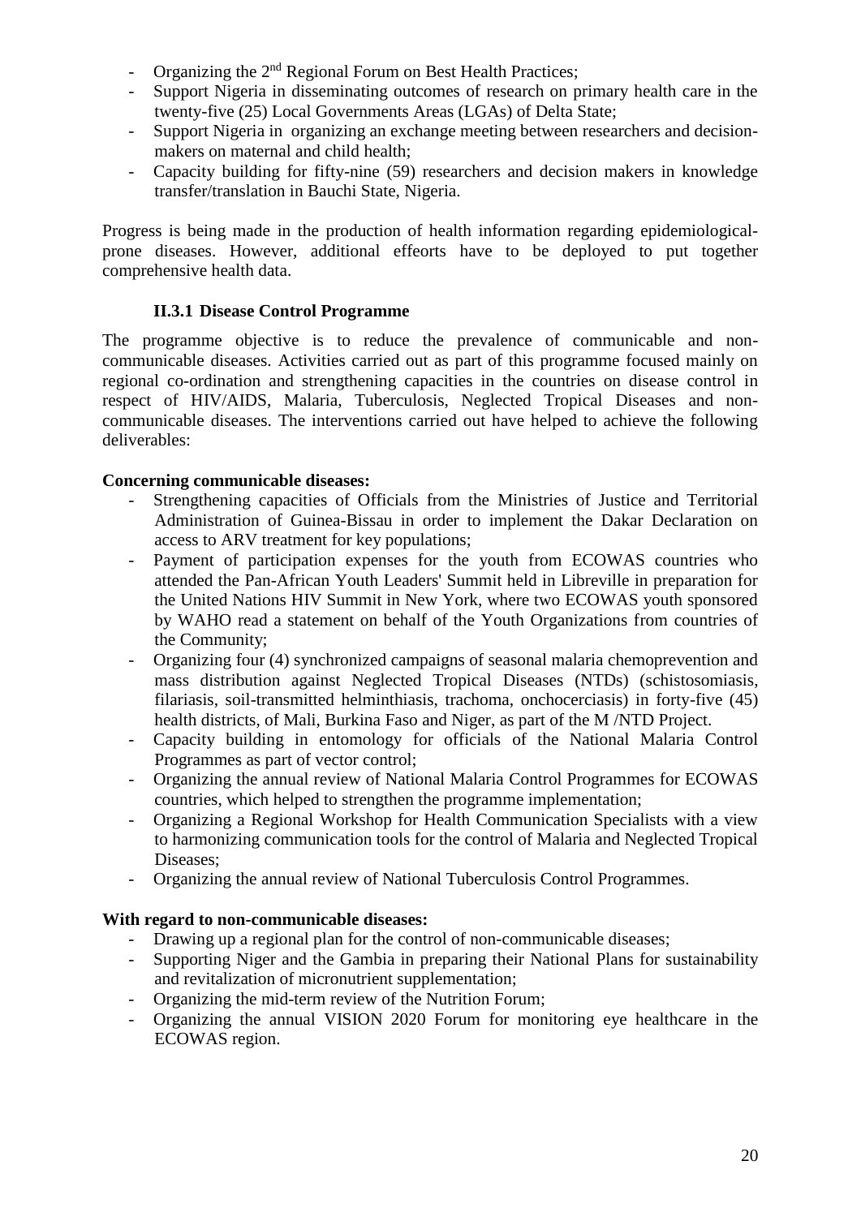- Organizing the 2nd Regional Forum on Best Health Practices;
- Support Nigeria in disseminating outcomes of research on primary health care in the twenty-five (25) Local Governments Areas (LGAs) of Delta State;
- Support Nigeria in organizing an exchange meeting between researchers and decision-makers on maternal and child health;
- Capacity building for fifty-nine (59) researchers and decision makers in knowledge transfer/translation in Bauchi State, Nigeria.

Progress is being made in the production of health information regarding epidemiological-prone diseases. However, additional effeorts have to be deployed to put together comprehensive health data.

### II.3.1 Disease Control Programme

The programme objective is to reduce the prevalence of communicable and non-communicable diseases. Activities carried out as part of this programme focused mainly on regional co-ordination and strengthening capacities in the countries on disease control in respect of HIV/AIDS, Malaria, Tuberculosis, Neglected Tropical Diseases and non-communicable diseases. The interventions carried out have helped to achieve the following deliverables:

**Concerning communicable diseases:**

- Strengthening capacities of Officials from the Ministries of Justice and Territorial Administration of Guinea-Bissau in order to implement the Dakar Declaration on access to ARV treatment for key populations;
- Payment of participation expenses for the youth from ECOWAS countries who attended the Pan-African Youth Leaders' Summit held in Libreville in preparation for the United Nations HIV Summit in New York, where two ECOWAS youth sponsored by WAHO read a statement on behalf of the Youth Organizations from countries of the Community;
- Organizing four (4) synchronized campaigns of seasonal malaria chemoprevention and mass distribution against Neglected Tropical Diseases (NTDs) (schistosomiasis, filariasis, soil-transmitted helminthiasis, trachoma, onchocerciasis) in forty-five (45) health districts, of Mali, Burkina Faso and Niger, as part of the M /NTD Project.
- Capacity building in entomology for officials of the National Malaria Control Programmes as part of vector control;
- Organizing the annual review of National Malaria Control Programmes for ECOWAS countries, which helped to strengthen the programme implementation;
- Organizing a Regional Workshop for Health Communication Specialists with a view to harmonizing communication tools for the control of Malaria and Neglected Tropical Diseases;
- Organizing the annual review of National Tuberculosis Control Programmes.

**With regard to non-communicable diseases:**

- Drawing up a regional plan for the control of non-communicable diseases;
- Supporting Niger and the Gambia in preparing their National Plans for sustainability and revitalization of micronutrient supplementation;
- Organizing the mid-term review of the Nutrition Forum;
- Organizing the annual VISION 2020 Forum for monitoring eye healthcare in the ECOWAS region.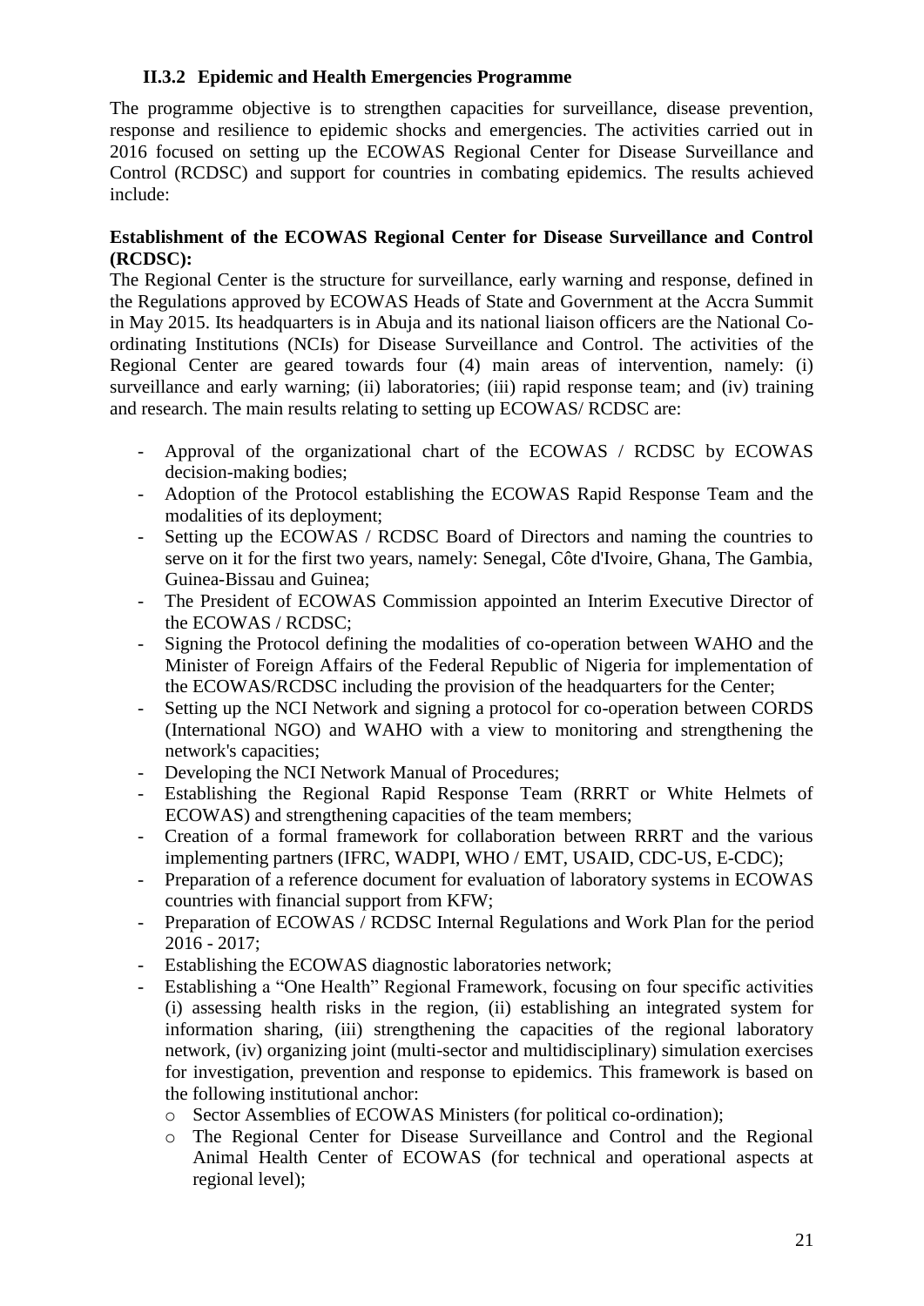### II.3.2 Epidemic and Health Emergencies Programme

The programme objective is to strengthen capacities for surveillance, disease prevention, response and resilience to epidemic shocks and emergencies. The activities carried out in 2016 focused on setting up the ECOWAS Regional Center for Disease Surveillance and Control (RCDSC) and support for countries in combating epidemics. The results achieved include:

**Establishment of the ECOWAS Regional Center for Disease Surveillance and Control (RCDSC):**

The Regional Center is the structure for surveillance, early warning and response, defined in the Regulations approved by ECOWAS Heads of State and Government at the Accra Summit in May 2015. Its headquarters is in Abuja and its national liaison officers are the National Co-ordinating Institutions (NCIs) for Disease Surveillance and Control. The activities of the Regional Center are geared towards four (4) main areas of intervention, namely: (i) surveillance and early warning; (ii) laboratories; (iii) rapid response team; and (iv) training and research. The main results relating to setting up ECOWAS/ RCDSC are:

- Approval of the organizational chart of the ECOWAS / RCDSC by ECOWAS decision-making bodies;
- Adoption of the Protocol establishing the ECOWAS Rapid Response Team and the modalities of its deployment;
- Setting up the ECOWAS / RCDSC Board of Directors and naming the countries to serve on it for the first two years, namely: Senegal, Côte d'Ivoire, Ghana, The Gambia, Guinea-Bissau and Guinea;
- The President of ECOWAS Commission appointed an Interim Executive Director of the ECOWAS / RCDSC;
- Signing the Protocol defining the modalities of co-operation between WAHO and the Minister of Foreign Affairs of the Federal Republic of Nigeria for implementation of the ECOWAS/RCDSC including the provision of the headquarters for the Center;
- Setting up the NCI Network and signing a protocol for co-operation between CORDS (International NGO) and WAHO with a view to monitoring and strengthening the network's capacities;
- Developing the NCI Network Manual of Procedures;
- Establishing the Regional Rapid Response Team (RRRT or White Helmets of ECOWAS) and strengthening capacities of the team members;
- Creation of a formal framework for collaboration between RRRT and the various implementing partners (IFRC, WADPI, WHO / EMT, USAID, CDC-US, E-CDC);
- Preparation of a reference document for evaluation of laboratory systems in ECOWAS countries with financial support from KFW;
- Preparation of ECOWAS / RCDSC Internal Regulations and Work Plan for the period 2016 - 2017;
- Establishing the ECOWAS diagnostic laboratories network;
- Establishing a "One Health" Regional Framework, focusing on four specific activities (i) assessing health risks in the region, (ii) establishing an integrated system for information sharing, (iii) strengthening the capacities of the regional laboratory network, (iv) organizing joint (multi-sector and multidisciplinary) simulation exercises for investigation, prevention and response to epidemics. This framework is based on the following institutional anchor:
  - Sector Assemblies of ECOWAS Ministers (for political co-ordination);
  - The Regional Center for Disease Surveillance and Control and the Regional Animal Health Center of ECOWAS (for technical and operational aspects at regional level);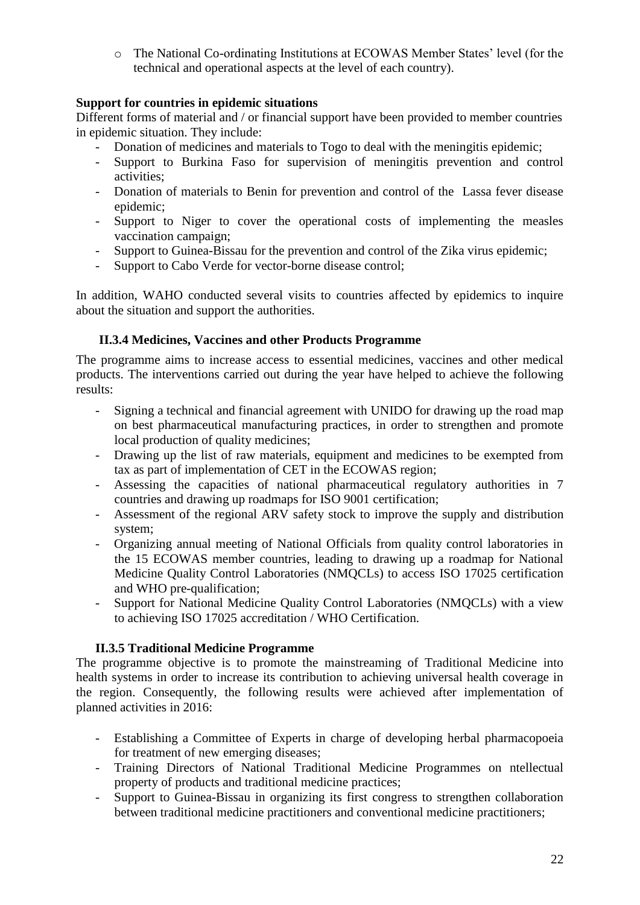- The National Co-ordinating Institutions at ECOWAS Member States' level (for the technical and operational aspects at the level of each country).

**Support for countries in epidemic situations**

Different forms of material and / or financial support have been provided to member countries in epidemic situation. They include:

- Donation of medicines and materials to Togo to deal with the meningitis epidemic;
- Support to Burkina Faso for supervision of meningitis prevention and control activities;
- Donation of materials to Benin for prevention and control of the Lassa fever disease epidemic;
- Support to Niger to cover the operational costs of implementing the measles vaccination campaign;
- Support to Guinea-Bissau for the prevention and control of the Zika virus epidemic;
- Support to Cabo Verde for vector-borne disease control;

In addition, WAHO conducted several visits to countries affected by epidemics to inquire about the situation and support the authorities.

### II.3.4 Medicines, Vaccines and other Products Programme

The programme aims to increase access to essential medicines, vaccines and other medical products. The interventions carried out during the year have helped to achieve the following results:

- Signing a technical and financial agreement with UNIDO for drawing up the road map on best pharmaceutical manufacturing practices, in order to strengthen and promote local production of quality medicines;
- Drawing up the list of raw materials, equipment and medicines to be exempted from tax as part of implementation of CET in the ECOWAS region;
- Assessing the capacities of national pharmaceutical regulatory authorities in 7 countries and drawing up roadmaps for ISO 9001 certification;
- Assessment of the regional ARV safety stock to improve the supply and distribution system;
- Organizing annual meeting of National Officials from quality control laboratories in the 15 ECOWAS member countries, leading to drawing up a roadmap for National Medicine Quality Control Laboratories (NMQCLs) to access ISO 17025 certification and WHO pre-qualification;
- Support for National Medicine Quality Control Laboratories (NMQCLs) with a view to achieving ISO 17025 accreditation / WHO Certification.

### II.3.5 Traditional Medicine Programme

The programme objective is to promote the mainstreaming of Traditional Medicine into health systems in order to increase its contribution to achieving universal health coverage in the region. Consequently, the following results were achieved after implementation of planned activities in 2016:

- Establishing a Committee of Experts in charge of developing herbal pharmacopoeia for treatment of new emerging diseases;
- Training Directors of National Traditional Medicine Programmes on ntellectual property of products and traditional medicine practices;
- Support to Guinea-Bissau in organizing its first congress to strengthen collaboration between traditional medicine practitioners and conventional medicine practitioners;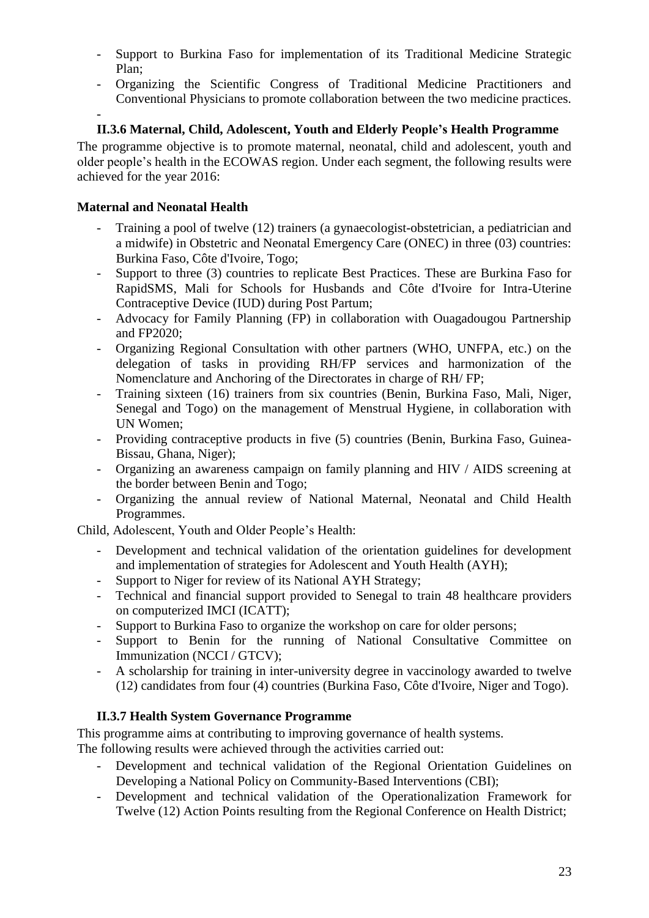- Support to Burkina Faso for implementation of its Traditional Medicine Strategic Plan;
- Organizing the Scientific Congress of Traditional Medicine Practitioners and Conventional Physicians to promote collaboration between the two medicine practices.
-

### II.3.6 Maternal, Child, Adolescent, Youth and Elderly People's Health Programme

The programme objective is to promote maternal, neonatal, child and adolescent, youth and older people's health in the ECOWAS region. Under each segment, the following results were achieved for the year 2016:

**Maternal and Neonatal Health**

- Training a pool of twelve (12) trainers (a gynaecologist-obstetrician, a pediatrician and a midwife) in Obstetric and Neonatal Emergency Care (ONEC) in three (03) countries: Burkina Faso, Côte d'Ivoire, Togo;
- Support to three (3) countries to replicate Best Practices. These are Burkina Faso for RapidSMS, Mali for Schools for Husbands and Côte d'Ivoire for Intra-Uterine Contraceptive Device (IUD) during Post Partum;
- Advocacy for Family Planning (FP) in collaboration with Ouagadougou Partnership and FP2020;
- Organizing Regional Consultation with other partners (WHO, UNFPA, etc.) on the delegation of tasks in providing RH/FP services and harmonization of the Nomenclature and Anchoring of the Directorates in charge of RH/ FP;
- Training sixteen (16) trainers from six countries (Benin, Burkina Faso, Mali, Niger, Senegal and Togo) on the management of Menstrual Hygiene, in collaboration with UN Women;
- Providing contraceptive products in five (5) countries (Benin, Burkina Faso, Guinea-Bissau, Ghana, Niger);
- Organizing an awareness campaign on family planning and HIV / AIDS screening at the border between Benin and Togo;
- Organizing the annual review of National Maternal, Neonatal and Child Health Programmes.

Child, Adolescent, Youth and Older People's Health:

- Development and technical validation of the orientation guidelines for development and implementation of strategies for Adolescent and Youth Health (AYH);
- Support to Niger for review of its National AYH Strategy;
- Technical and financial support provided to Senegal to train 48 healthcare providers on computerized IMCI (ICATT);
- Support to Burkina Faso to organize the workshop on care for older persons;
- Support to Benin for the running of National Consultative Committee on Immunization (NCCI / GTCV);
- A scholarship for training in inter-university degree in vaccinology awarded to twelve (12) candidates from four (4) countries (Burkina Faso, Côte d'Ivoire, Niger and Togo).

### II.3.7 Health System Governance Programme

This programme aims at contributing to improving governance of health systems.
The following results were achieved through the activities carried out:

- Development and technical validation of the Regional Orientation Guidelines on Developing a National Policy on Community-Based Interventions (CBI);
- Development and technical validation of the Operationalization Framework for Twelve (12) Action Points resulting from the Regional Conference on Health District;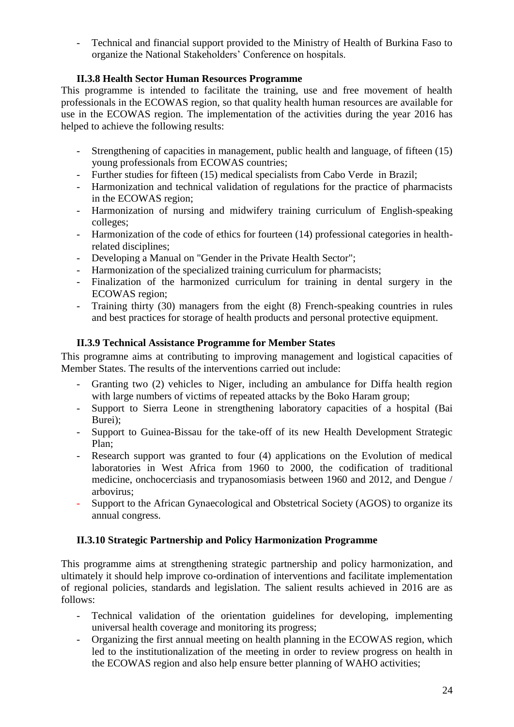- Technical and financial support provided to the Ministry of Health of Burkina Faso to organize the National Stakeholders' Conference on hospitals.

### II.3.8 Health Sector Human Resources Programme

This programme is intended to facilitate the training, use and free movement of health professionals in the ECOWAS region, so that quality health human resources are available for use in the ECOWAS region. The implementation of the activities during the year 2016 has helped to achieve the following results:

- Strengthening of capacities in management, public health and language, of fifteen (15) young professionals from ECOWAS countries;
- Further studies for fifteen (15) medical specialists from Cabo Verde in Brazil;
- Harmonization and technical validation of regulations for the practice of pharmacists in the ECOWAS region;
- Harmonization of nursing and midwifery training curriculum of English-speaking colleges;
- Harmonization of the code of ethics for fourteen (14) professional categories in health-related disciplines;
- Developing a Manual on "Gender in the Private Health Sector";
- Harmonization of the specialized training curriculum for pharmacists;
- Finalization of the harmonized curriculum for training in dental surgery in the ECOWAS region;
- Training thirty (30) managers from the eight (8) French-speaking countries in rules and best practices for storage of health products and personal protective equipment.

### II.3.9 Technical Assistance Programme for Member States

This programme aims at contributing to improving management and logistical capacities of Member States. The results of the interventions carried out include:

- Granting two (2) vehicles to Niger, including an ambulance for Diffa health region with large numbers of victims of repeated attacks by the Boko Haram group;
- Support to Sierra Leone in strengthening laboratory capacities of a hospital (Bai Burei);
- Support to Guinea-Bissau for the take-off of its new Health Development Strategic Plan;
- Research support was granted to four (4) applications on the Evolution of medical laboratories in West Africa from 1960 to 2000, the codification of traditional medicine, onchocerciasis and trypanosomiasis between 1960 and 2012, and Dengue / arbovirus;
- Support to the African Gynaecological and Obstetrical Society (AGOS) to organize its annual congress.

### II.3.10 Strategic Partnership and Policy Harmonization Programme

This programme aims at strengthening strategic partnership and policy harmonization, and ultimately it should help improve co-ordination of interventions and facilitate implementation of regional policies, standards and legislation. The salient results achieved in 2016 are as follows:

- Technical validation of the orientation guidelines for developing, implementing universal health coverage and monitoring its progress;
- Organizing the first annual meeting on health planning in the ECOWAS region, which led to the institutionalization of the meeting in order to review progress on health in the ECOWAS region and also help ensure better planning of WAHO activities;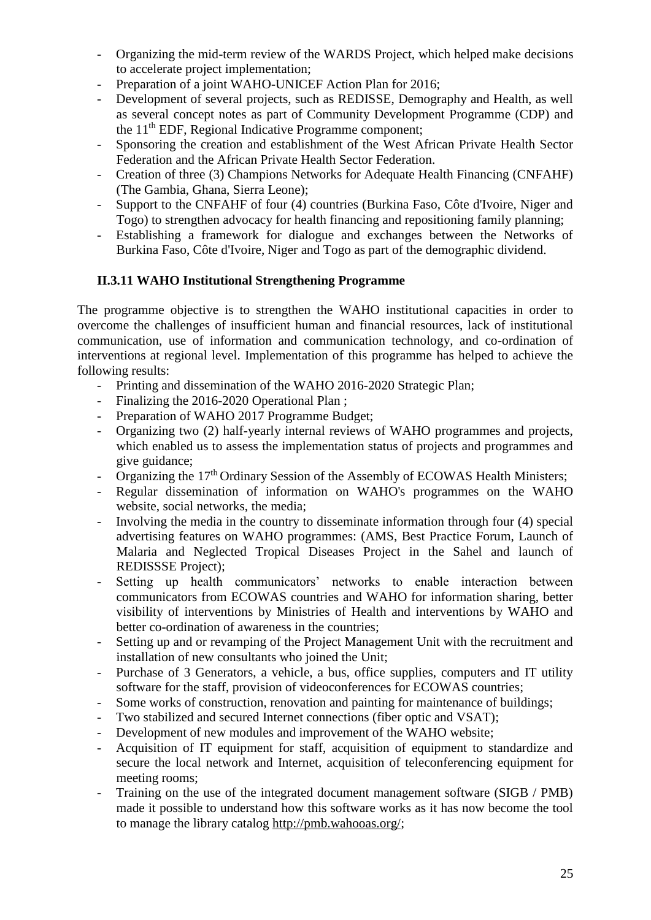- Organizing the mid-term review of the WARDS Project, which helped make decisions to accelerate project implementation;
- Preparation of a joint WAHO-UNICEF Action Plan for 2016;
- Development of several projects, such as REDISSE, Demography and Health, as well as several concept notes as part of Community Development Programme (CDP) and the 11th EDF, Regional Indicative Programme component;
- Sponsoring the creation and establishment of the West African Private Health Sector Federation and the African Private Health Sector Federation.
- Creation of three (3) Champions Networks for Adequate Health Financing (CNFAHF) (The Gambia, Ghana, Sierra Leone);
- Support to the CNFAHF of four (4) countries (Burkina Faso, Côte d'Ivoire, Niger and Togo) to strengthen advocacy for health financing and repositioning family planning;
- Establishing a framework for dialogue and exchanges between the Networks of Burkina Faso, Côte d'Ivoire, Niger and Togo as part of the demographic dividend.

### II.3.11 WAHO Institutional Strengthening Programme

The programme objective is to strengthen the WAHO institutional capacities in order to overcome the challenges of insufficient human and financial resources, lack of institutional communication, use of information and communication technology, and co-ordination of interventions at regional level. Implementation of this programme has helped to achieve the following results:

- Printing and dissemination of the WAHO 2016-2020 Strategic Plan;
- Finalizing the 2016-2020 Operational Plan ;
- Preparation of WAHO 2017 Programme Budget;
- Organizing two (2) half-yearly internal reviews of WAHO programmes and projects, which enabled us to assess the implementation status of projects and programmes and give guidance;
- Organizing the 17th Ordinary Session of the Assembly of ECOWAS Health Ministers;
- Regular dissemination of information on WAHO's programmes on the WAHO website, social networks, the media;
- Involving the media in the country to disseminate information through four (4) special advertising features on WAHO programmes: (AMS, Best Practice Forum, Launch of Malaria and Neglected Tropical Diseases Project in the Sahel and launch of REDISSSE Project);
- Setting up health communicators' networks to enable interaction between communicators from ECOWAS countries and WAHO for information sharing, better visibility of interventions by Ministries of Health and interventions by WAHO and better co-ordination of awareness in the countries;
- Setting up and or revamping of the Project Management Unit with the recruitment and installation of new consultants who joined the Unit;
- Purchase of 3 Generators, a vehicle, a bus, office supplies, computers and IT utility software for the staff, provision of videoconferences for ECOWAS countries;
- Some works of construction, renovation and painting for maintenance of buildings;
- Two stabilized and secured Internet connections (fiber optic and VSAT);
- Development of new modules and improvement of the WAHO website;
- Acquisition of IT equipment for staff, acquisition of equipment to standardize and secure the local network and Internet, acquisition of teleconferencing equipment for meeting rooms;
- Training on the use of the integrated document management software (SIGB / PMB) made it possible to understand how this software works as it has now become the tool to manage the library catalog http://pmb.wahooas.org/;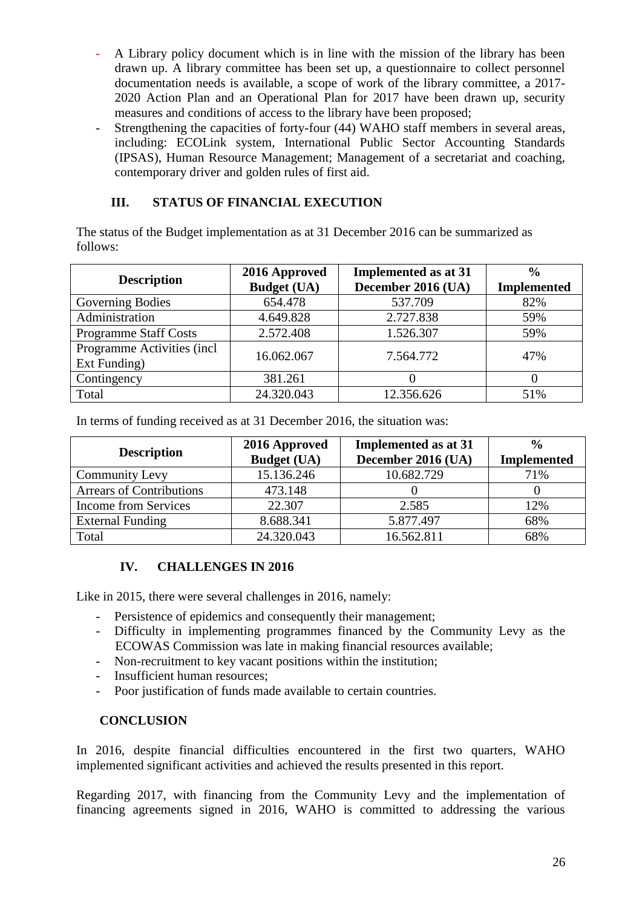- A Library policy document which is in line with the mission of the library has been drawn up. A library committee has been set up, a questionnaire to collect personnel documentation needs is available, a scope of work of the library committee, a 2017-2020 Action Plan and an Operational Plan for 2017 have been drawn up, security measures and conditions of access to the library have been proposed;
- Strengthening the capacities of forty-four (44) WAHO staff members in several areas, including: ECOLink system, International Public Sector Accounting Standards (IPSAS), Human Resource Management; Management of a secretariat and coaching, contemporary driver and golden rules of first aid.

## III. STATUS OF FINANCIAL EXECUTION

The status of the Budget implementation as at 31 December 2016 can be summarized as follows:

| Description | 2016 Approved Budget (UA) | Implemented as at 31 December 2016 (UA) | % Implemented |
|---|---|---|---|
| Governing Bodies | 654.478 | 537.709 | 82% |
| Administration | 4.649.828 | 2.727.838 | 59% |
| Programme Staff Costs | 2.572.408 | 1.526.307 | 59% |
| Programme Activities (incl Ext Funding) | 16.062.067 | 7.564.772 | 47% |
| Contingency | 381.261 | 0 | 0 |
| Total | 24.320.043 | 12.356.626 | 51% |

In terms of funding received as at 31 December 2016, the situation was:

| Description | 2016 Approved Budget (UA) | Implemented as at 31 December 2016 (UA) | % Implemented |
|---|---|---|---|
| Community Levy | 15.136.246 | 10.682.729 | 71% |
| Arrears of Contributions | 473.148 | 0 | 0 |
| Income from Services | 22.307 | 2.585 | 12% |
| External Funding | 8.688.341 | 5.877.497 | 68% |
| Total | 24.320.043 | 16.562.811 | 68% |

## IV. CHALLENGES IN 2016

Like in 2015, there were several challenges in 2016, namely:

- Persistence of epidemics and consequently their management;
- Difficulty in implementing programmes financed by the Community Levy as the ECOWAS Commission was late in making financial resources available;
- Non-recruitment to key vacant positions within the institution;
- Insufficient human resources;
- Poor justification of funds made available to certain countries.

## CONCLUSION

In 2016, despite financial difficulties encountered in the first two quarters, WAHO implemented significant activities and achieved the results presented in this report.

Regarding 2017, with financing from the Community Levy and the implementation of financing agreements signed in 2016, WAHO is committed to addressing the various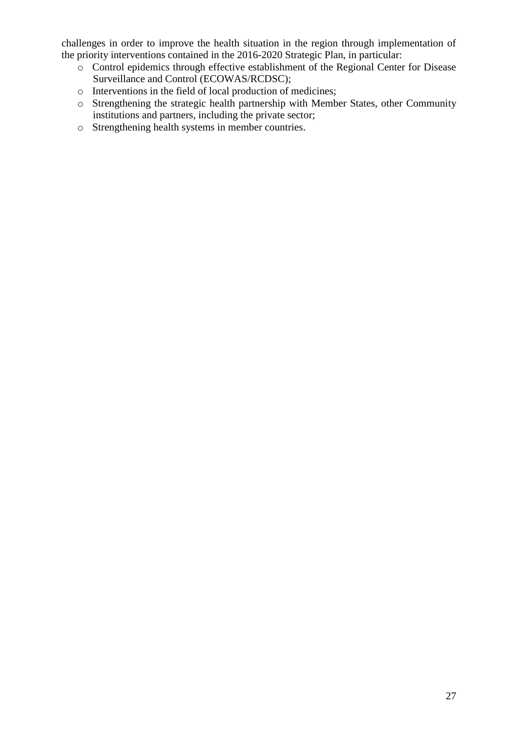challenges in order to improve the health situation in the region through implementation of the priority interventions contained in the 2016-2020 Strategic Plan, in particular:

- Control epidemics through effective establishment of the Regional Center for Disease Surveillance and Control (ECOWAS/RCDSC);
- Interventions in the field of local production of medicines;
- Strengthening the strategic health partnership with Member States, other Community institutions and partners, including the private sector;
- Strengthening health systems in member countries.